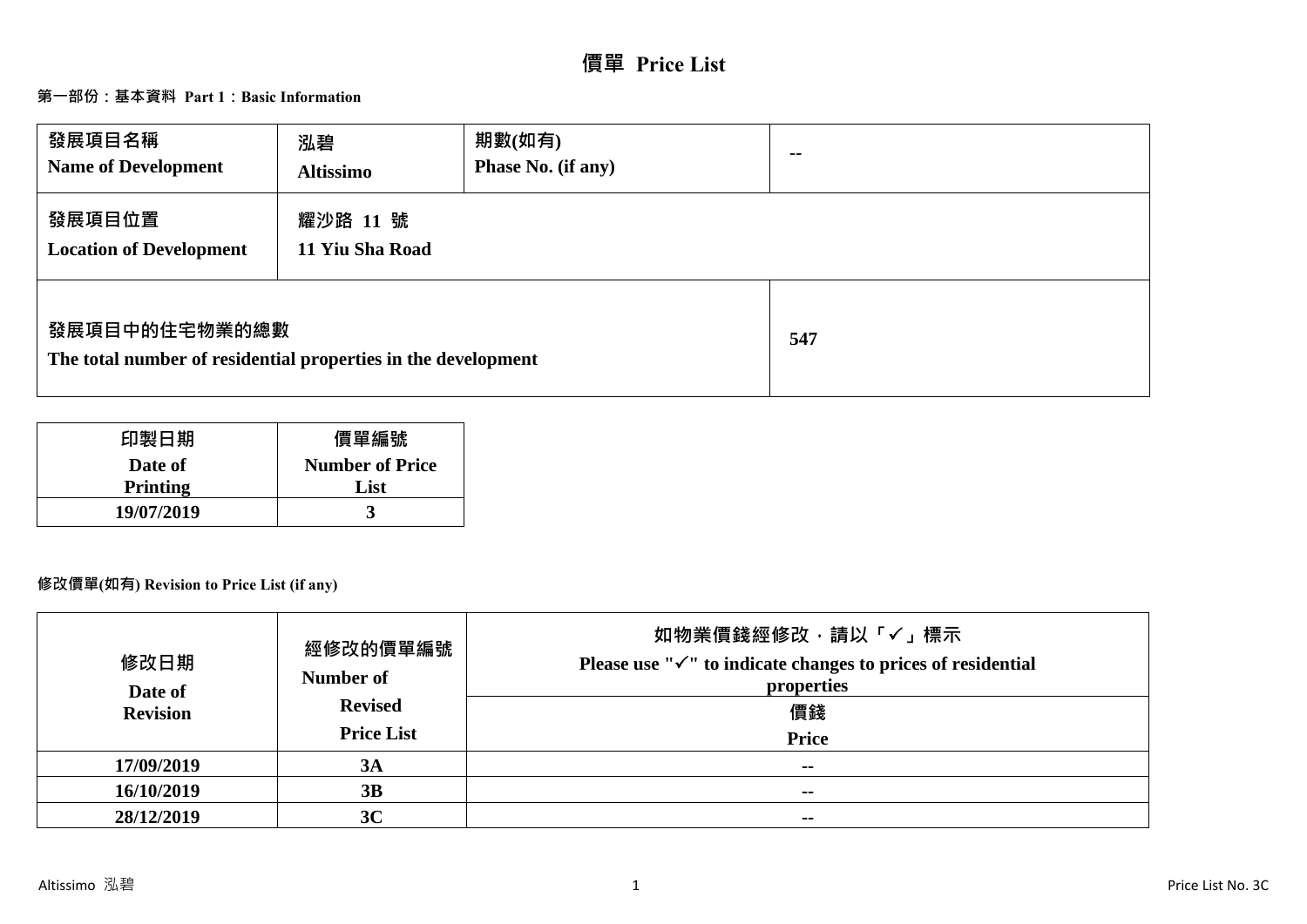# 價單 Price List

## 第一部份：基本資料 Part 1：Basic Information

| 發展項目名稱<br>Name of Development | 泓碧<br>Altissimo | 期數(如有)<br>Phase No. (if any) | -- |
| --- | --- | --- | --- |
| 發展項目位置<br>Location of Development | 耀沙路 11 號<br>11 Yiu Sha Road | | |
| 發展項目中的住宅物業的總數<br>The total number of residential properties in the development | | | 547 |

| 印製日期<br>Date of Printing | 價單編號<br>Number of Price List |
| --- | --- |
| 19/07/2019 | 3 |

## 修改價單(如有) Revision to Price List (if any)

| 修改日期<br>Date of Revision | 經修改的價單編號<br>Number of Revised Price List | 如物業價錢經修改，請以「✓」標示<br>Please use "✓" to indicate changes to prices of residential properties<br>價錢<br>Price |
| --- | --- | --- |
| 17/09/2019 | 3A | -- |
| 16/10/2019 | 3B | -- |
| 28/12/2019 | 3C | -- |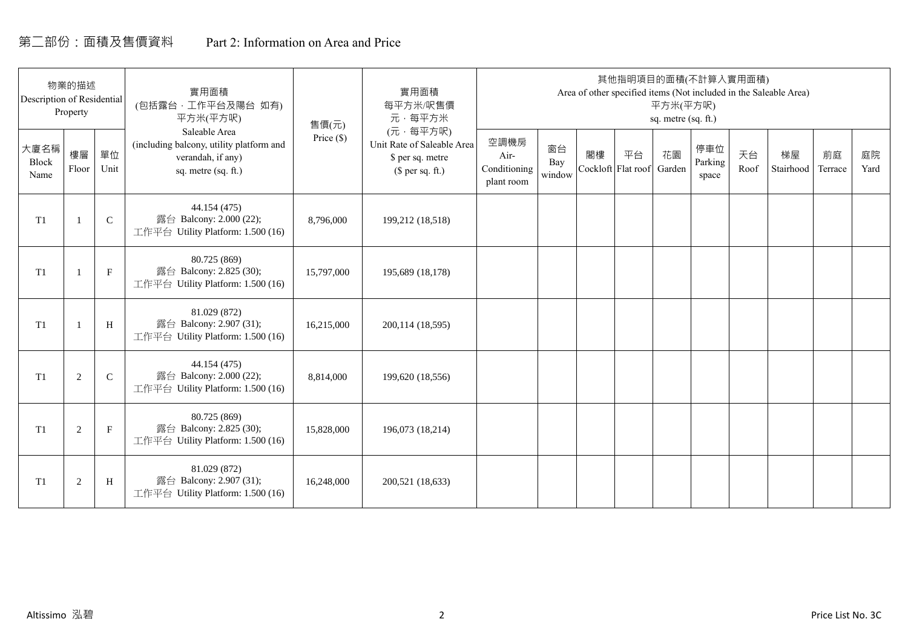# 第二部份：面積及售價資料　　Part 2: Information on Area and Price

| 物業的描述 Description of Residential Property | | | 實用面積 (包括露台，工作平台及陽台 如有) 平方米(平方呎) Saleable Area (including balcony, utility platform and verandah, if any) sq. metre (sq. ft.) | 售價(元) Price ($) | 實用面積 每平方米/呎售價 元，每平方米 (元，每平方呎) Unit Rate of Saleable Area $ per sq. metre ($ per sq. ft.) | 其他指明項目的面積(不計算入實用面積) Area of other specified items (Not included in the Saleable Area) 平方米(平方呎) sq. metre (sq. ft.) | | | | | | | | | |
|---|---|---|---|---|---|---|---|---|---|---|---|---|---|---|---|
| 大廈名稱 Block Name | 樓層 Floor | 單位 Unit | | | | 空調機房 Air-Conditioning plant room | 窗台 Bay window | 閣樓 Cockloft | 平台 Flat roof | 花園 Garden | 停車位 Parking space | 天台 Roof | 梯屋 Stairhood | 前庭 Terrace | 庭院 Yard |
| T1 | 1 | C | 44.154 (475) 露台 Balcony: 2.000 (22); 工作平台 Utility Platform: 1.500 (16) | 8,796,000 | 199,212 (18,518) | | | | | | | | | | |
| T1 | 1 | F | 80.725 (869) 露台 Balcony: 2.825 (30); 工作平台 Utility Platform: 1.500 (16) | 15,797,000 | 195,689 (18,178) | | | | | | | | | | |
| T1 | 1 | H | 81.029 (872) 露台 Balcony: 2.907 (31); 工作平台 Utility Platform: 1.500 (16) | 16,215,000 | 200,114 (18,595) | | | | | | | | | | |
| T1 | 2 | C | 44.154 (475) 露台 Balcony: 2.000 (22); 工作平台 Utility Platform: 1.500 (16) | 8,814,000 | 199,620 (18,556) | | | | | | | | | | |
| T1 | 2 | F | 80.725 (869) 露台 Balcony: 2.825 (30); 工作平台 Utility Platform: 1.500 (16) | 15,828,000 | 196,073 (18,214) | | | | | | | | | | |
| T1 | 2 | H | 81.029 (872) 露台 Balcony: 2.907 (31); 工作平台 Utility Platform: 1.500 (16) | 16,248,000 | 200,521 (18,633) | | | | | | | | | | |

Altissimo 泓碧　　Price List No. 3C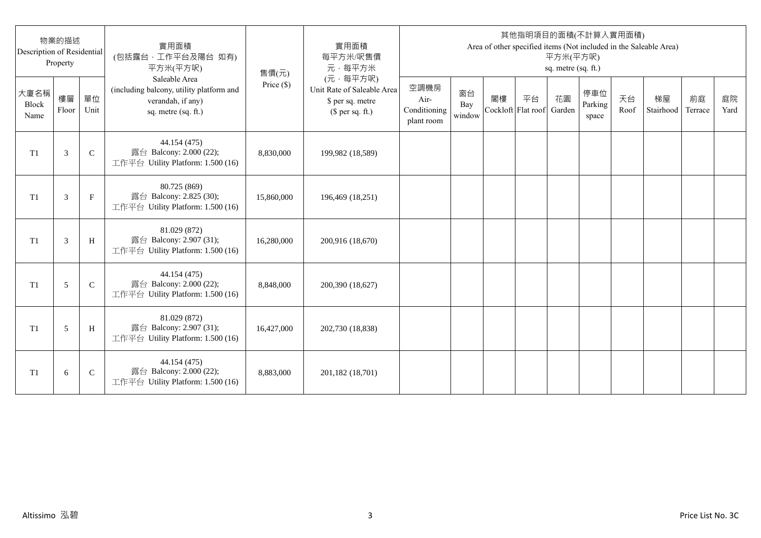| 物業的描述 Description of Residential Property | | | 實用面積 (包括露台，工作平台及陽台 如有) 平方米(平方呎) Saleable Area (including balcony, utility platform and verandah, if any) sq. metre (sq. ft.) | 售價(元) Price ($) | 實用面積 每平方米/呎售價 元，每平方米 (元，每平方呎) Unit Rate of Saleable Area $ per sq. metre ($ per sq. ft.) | 其他指明項目的面積(不計算入實用面積) Area of other specified items (Not included in the Saleable Area) 平方米(平方呎) sq. metre (sq. ft.) | | | | | | | | | |
|---|---|---|---|---|---|---|---|---|---|---|---|---|---|---|---|
| 大廈名稱 Block Name | 樓層 Floor | 單位 Unit | | | | 空調機房 Air-Conditioning plant room | 窗台 Bay window | 閣樓 Cockloft | 平台 Flat roof | 花園 Garden | 停車位 Parking space | 天台 Roof | 梯屋 Stairhood | 前庭 Terrace | 庭院 Yard |
| T1 | 3 | C | 44.154 (475) 露台 Balcony: 2.000 (22); 工作平台 Utility Platform: 1.500 (16) | 8,830,000 | 199,982 (18,589) | | | | | | | | | | |
| T1 | 3 | F | 80.725 (869) 露台 Balcony: 2.825 (30); 工作平台 Utility Platform: 1.500 (16) | 15,860,000 | 196,469 (18,251) | | | | | | | | | | |
| T1 | 3 | H | 81.029 (872) 露台 Balcony: 2.907 (31); 工作平台 Utility Platform: 1.500 (16) | 16,280,000 | 200,916 (18,670) | | | | | | | | | | |
| T1 | 5 | C | 44.154 (475) 露台 Balcony: 2.000 (22); 工作平台 Utility Platform: 1.500 (16) | 8,848,000 | 200,390 (18,627) | | | | | | | | | | |
| T1 | 5 | H | 81.029 (872) 露台 Balcony: 2.907 (31); 工作平台 Utility Platform: 1.500 (16) | 16,427,000 | 202,730 (18,838) | | | | | | | | | | |
| T1 | 6 | C | 44.154 (475) 露台 Balcony: 2.000 (22); 工作平台 Utility Platform: 1.500 (16) | 8,883,000 | 201,182 (18,701) | | | | | | | | | | |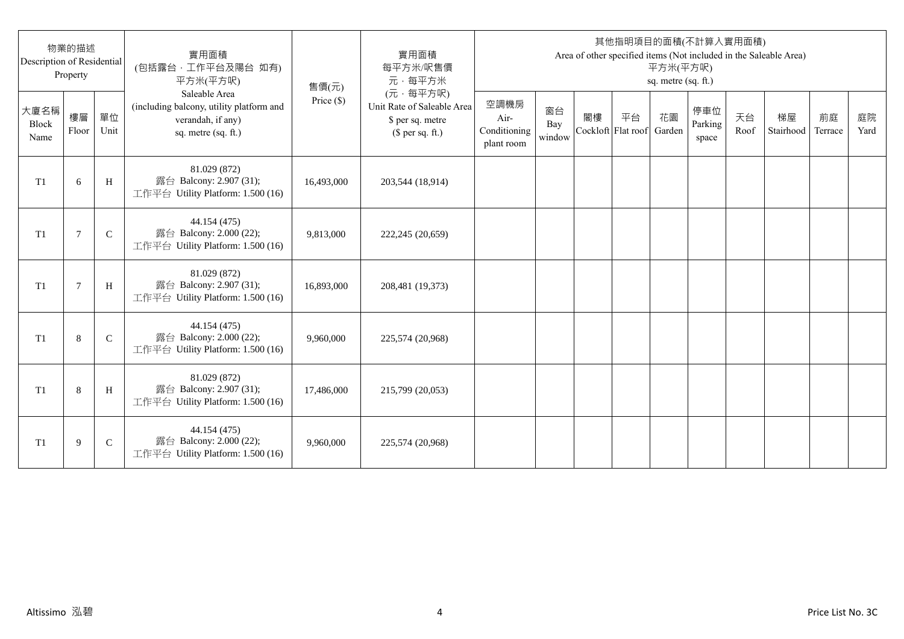| 物業的描述 Description of Residential Property | | | 實用面積 (包括露台，工作平台及陽台 如有) 平方米(平方呎) Saleable Area (including balcony, utility platform and verandah, if any) sq. metre (sq. ft.) | 售價(元) Price ($) | 實用面積 每平方米/呎售價 元，每平方米 (元，每平方呎) Unit Rate of Saleable Area $ per sq. metre ($ per sq. ft.) | 其他指明項目的面積(不計算入實用面積) Area of other specified items (Not included in the Saleable Area) 平方米(平方呎) sq. metre (sq. ft.) | | | | | | | | | |
|---|---|---|---|---|---|---|---|---|---|---|---|---|---|---|---|
| 大廈名稱 Block Name | 樓層 Floor | 單位 Unit | | | | 空調機房 Air-Conditioning plant room | 窗台 Bay window | 閣樓 Cockloft | 平台 Flat roof | 花園 Garden | 停車位 Parking space | 天台 Roof | 梯屋 Stairhood | 前庭 Terrace | 庭院 Yard |
| T1 | 6 | H | 81.029 (872) 露台 Balcony: 2.907 (31); 工作平台 Utility Platform: 1.500 (16) | 16,493,000 | 203,544 (18,914) | | | | | | | | | | |
| T1 | 7 | C | 44.154 (475) 露台 Balcony: 2.000 (22); 工作平台 Utility Platform: 1.500 (16) | 9,813,000 | 222,245 (20,659) | | | | | | | | | | |
| T1 | 7 | H | 81.029 (872) 露台 Balcony: 2.907 (31); 工作平台 Utility Platform: 1.500 (16) | 16,893,000 | 208,481 (19,373) | | | | | | | | | | |
| T1 | 8 | C | 44.154 (475) 露台 Balcony: 2.000 (22); 工作平台 Utility Platform: 1.500 (16) | 9,960,000 | 225,574 (20,968) | | | | | | | | | | |
| T1 | 8 | H | 81.029 (872) 露台 Balcony: 2.907 (31); 工作平台 Utility Platform: 1.500 (16) | 17,486,000 | 215,799 (20,053) | | | | | | | | | | |
| T1 | 9 | C | 44.154 (475) 露台 Balcony: 2.000 (22); 工作平台 Utility Platform: 1.500 (16) | 9,960,000 | 225,574 (20,968) | | | | | | | | | | |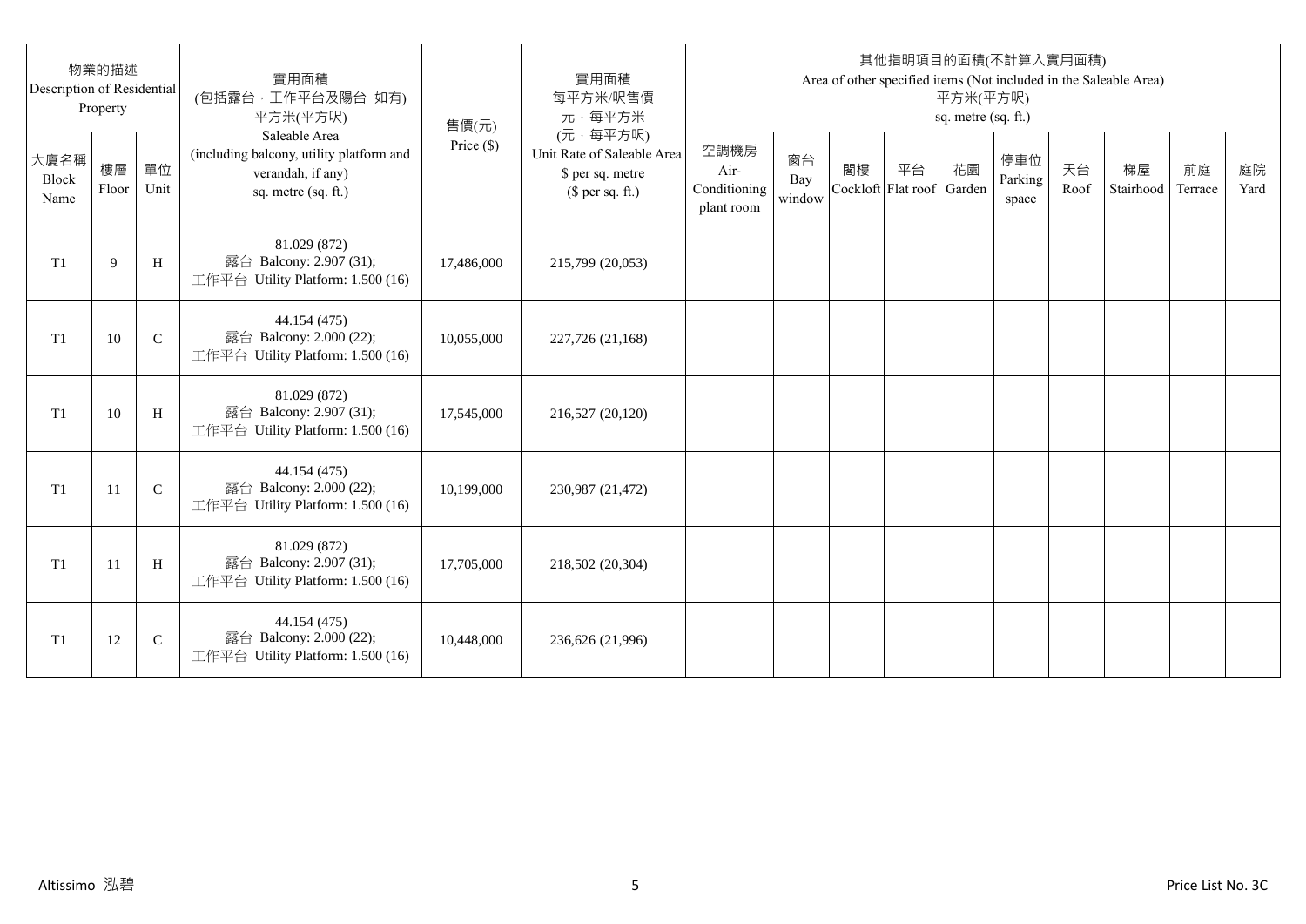| 物業的描述 Description of Residential Property | | | 實用面積 (包括露台，工作平台及陽台 如有) 平方米(平方呎) Saleable Area (including balcony, utility platform and verandah, if any) sq. metre (sq. ft.) | 售價(元) Price ($) | 實用面積 每平方米/呎售價 元，每平方米 (元，每平方呎) Unit Rate of Saleable Area $ per sq. metre ($ per sq. ft.) | 其他指明項目的面積(不計算入實用面積) Area of other specified items (Not included in the Saleable Area) 平方米(平方呎) sq. metre (sq. ft.) | | | | | | | | | |
|---|---|---|---|---|---|---|---|---|---|---|---|---|---|---|---|
| 大廈名稱 Block Name | 樓層 Floor | 單位 Unit | | | | 空調機房 Air-Conditioning plant room | 窗台 Bay window | 閣樓 Cockloft | 平台 Flat roof | 花園 Garden | 停車位 Parking space | 天台 Roof | 梯屋 Stairhood | 前庭 Terrace | 庭院 Yard |
| T1 | 9 | H | 81.029 (872) 露台 Balcony: 2.907 (31); 工作平台 Utility Platform: 1.500 (16) | 17,486,000 | 215,799 (20,053) | | | | | | | | | | |
| T1 | 10 | C | 44.154 (475) 露台 Balcony: 2.000 (22); 工作平台 Utility Platform: 1.500 (16) | 10,055,000 | 227,726 (21,168) | | | | | | | | | | |
| T1 | 10 | H | 81.029 (872) 露台 Balcony: 2.907 (31); 工作平台 Utility Platform: 1.500 (16) | 17,545,000 | 216,527 (20,120) | | | | | | | | | | |
| T1 | 11 | C | 44.154 (475) 露台 Balcony: 2.000 (22); 工作平台 Utility Platform: 1.500 (16) | 10,199,000 | 230,987 (21,472) | | | | | | | | | | |
| T1 | 11 | H | 81.029 (872) 露台 Balcony: 2.907 (31); 工作平台 Utility Platform: 1.500 (16) | 17,705,000 | 218,502 (20,304) | | | | | | | | | | |
| T1 | 12 | C | 44.154 (475) 露台 Balcony: 2.000 (22); 工作平台 Utility Platform: 1.500 (16) | 10,448,000 | 236,626 (21,996) | | | | | | | | | | |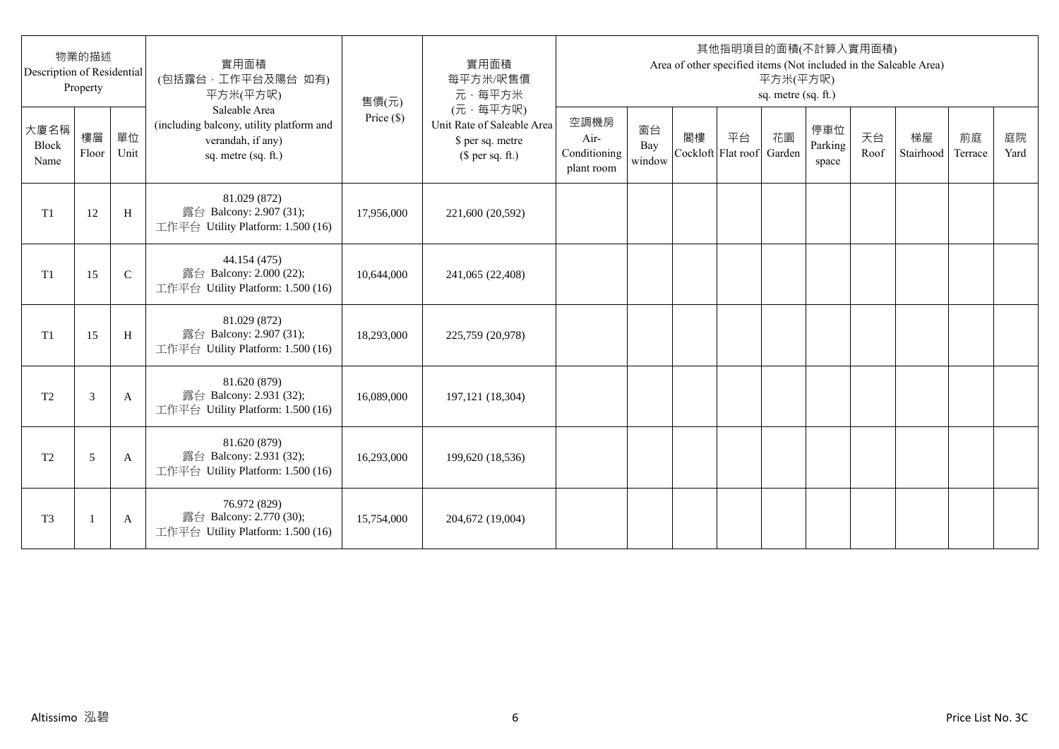| 物業的描述 Description of Residential Property | | | 實用面積 (包括露台，工作平台及陽台 如有) 平方米(平方呎) Saleable Area (including balcony, utility platform and verandah, if any) sq. metre (sq. ft.) | 售價(元) Price ($) | 實用面積 每平方米/呎售價 元，每平方米 (元，每平方呎) Unit Rate of Saleable Area $ per sq. metre ($ per sq. ft.) | 其他指明項目的面積(不計算入實用面積) Area of other specified items (Not included in the Saleable Area) 平方米(平方呎) sq. metre (sq. ft.) | | | | | | | | | |
|---|---|---|---|---|---|---|---|---|---|---|---|---|---|---|---|
| 大廈名稱 Block Name | 樓層 Floor | 單位 Unit | | | | 空調機房 Air-Conditioning plant room | 窗台 Bay window | 閣樓 Cockloft | 平台 Flat roof | 花園 Garden | 停車位 Parking space | 天台 Roof | 梯屋 Stairhood | 前庭 Terrace | 庭院 Yard |
| T1 | 12 | H | 81.029 (872) 露台 Balcony: 2.907 (31); 工作平台 Utility Platform: 1.500 (16) | 17,956,000 | 221,600 (20,592) | | | | | | | | | | |
| T1 | 15 | C | 44.154 (475) 露台 Balcony: 2.000 (22); 工作平台 Utility Platform: 1.500 (16) | 10,644,000 | 241,065 (22,408) | | | | | | | | | | |
| T1 | 15 | H | 81.029 (872) 露台 Balcony: 2.907 (31); 工作平台 Utility Platform: 1.500 (16) | 18,293,000 | 225,759 (20,978) | | | | | | | | | | |
| T2 | 3 | A | 81.620 (879) 露台 Balcony: 2.931 (32); 工作平台 Utility Platform: 1.500 (16) | 16,089,000 | 197,121 (18,304) | | | | | | | | | | |
| T2 | 5 | A | 81.620 (879) 露台 Balcony: 2.931 (32); 工作平台 Utility Platform: 1.500 (16) | 16,293,000 | 199,620 (18,536) | | | | | | | | | | |
| T3 | 1 | A | 76.972 (829) 露台 Balcony: 2.770 (30); 工作平台 Utility Platform: 1.500 (16) | 15,754,000 | 204,672 (19,004) | | | | | | | | | | |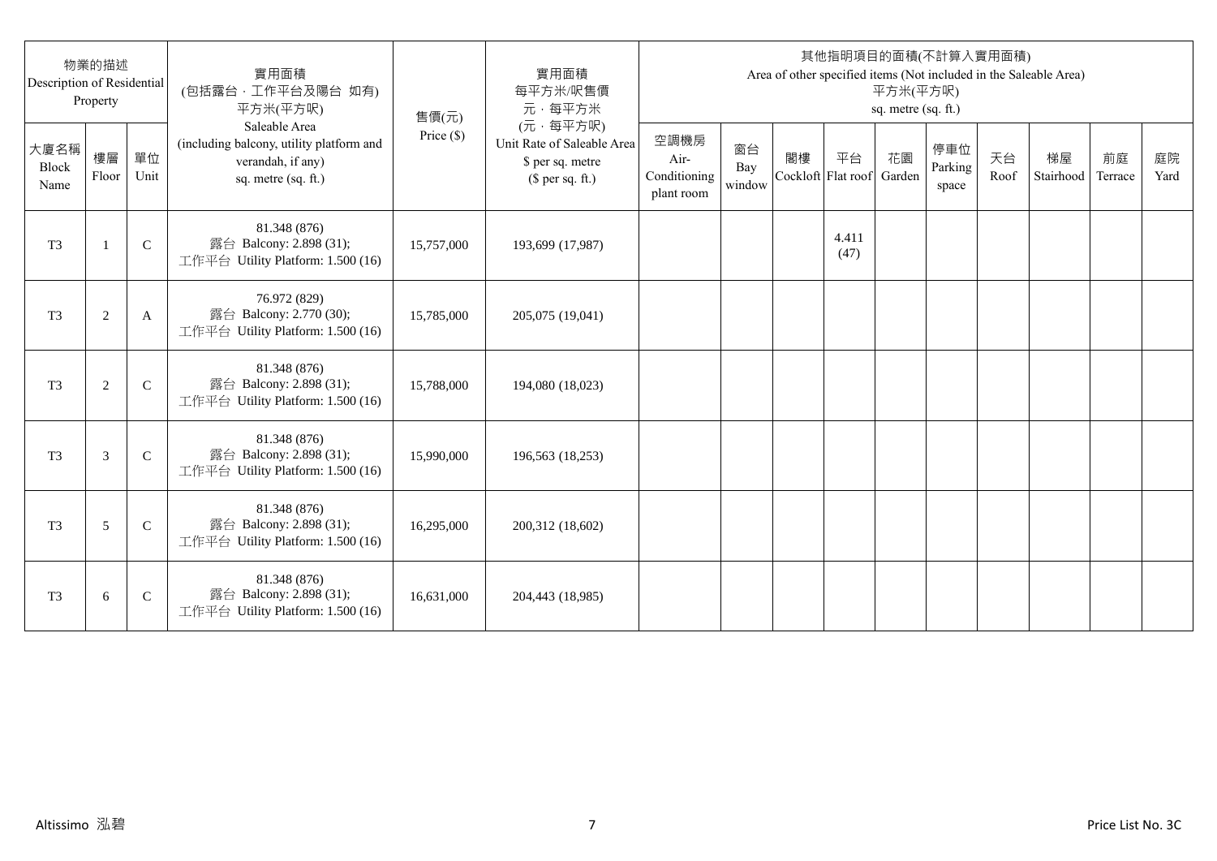| 物業的描述 Description of Residential Property | | | 實用面積 (包括露台．工作平台及陽台 如有) 平方米(平方呎) Saleable Area (including balcony, utility platform and verandah, if any) sq. metre (sq. ft.) | 售價(元) Price ($) | 實用面積 每平方米/呎售價 元．每平方米 (元．每平方呎) Unit Rate of Saleable Area $ per sq. metre ($ per sq. ft.) | 其他指明項目的面積(不計算入實用面積) Area of other specified items (Not included in the Saleable Area) 平方米(平方呎) sq. metre (sq. ft.) | | | | | | | | | |
|---|---|---|---|---|---|---|---|---|---|---|---|---|---|---|---|
| 大廈名稱 Block Name | 樓層 Floor | 單位 Unit | | | | 空調機房 Air-Conditioning plant room | 窗台 Bay window | 閣樓 Cockloft | 平台 Flat roof | 花園 Garden | 停車位 Parking space | 天台 Roof | 梯屋 Stairhood | 前庭 Terrace | 庭院 Yard |
| T3 | 1 | C | 81.348 (876) 露台 Balcony: 2.898 (31); 工作平台 Utility Platform: 1.500 (16) | 15,757,000 | 193,699 (17,987) | | | | 4.411 (47) | | | | | | |
| T3 | 2 | A | 76.972 (829) 露台 Balcony: 2.770 (30); 工作平台 Utility Platform: 1.500 (16) | 15,785,000 | 205,075 (19,041) | | | | | | | | | | |
| T3 | 2 | C | 81.348 (876) 露台 Balcony: 2.898 (31); 工作平台 Utility Platform: 1.500 (16) | 15,788,000 | 194,080 (18,023) | | | | | | | | | | |
| T3 | 3 | C | 81.348 (876) 露台 Balcony: 2.898 (31); 工作平台 Utility Platform: 1.500 (16) | 15,990,000 | 196,563 (18,253) | | | | | | | | | | |
| T3 | 5 | C | 81.348 (876) 露台 Balcony: 2.898 (31); 工作平台 Utility Platform: 1.500 (16) | 16,295,000 | 200,312 (18,602) | | | | | | | | | | |
| T3 | 6 | C | 81.348 (876) 露台 Balcony: 2.898 (31); 工作平台 Utility Platform: 1.500 (16) | 16,631,000 | 204,443 (18,985) | | | | | | | | | | |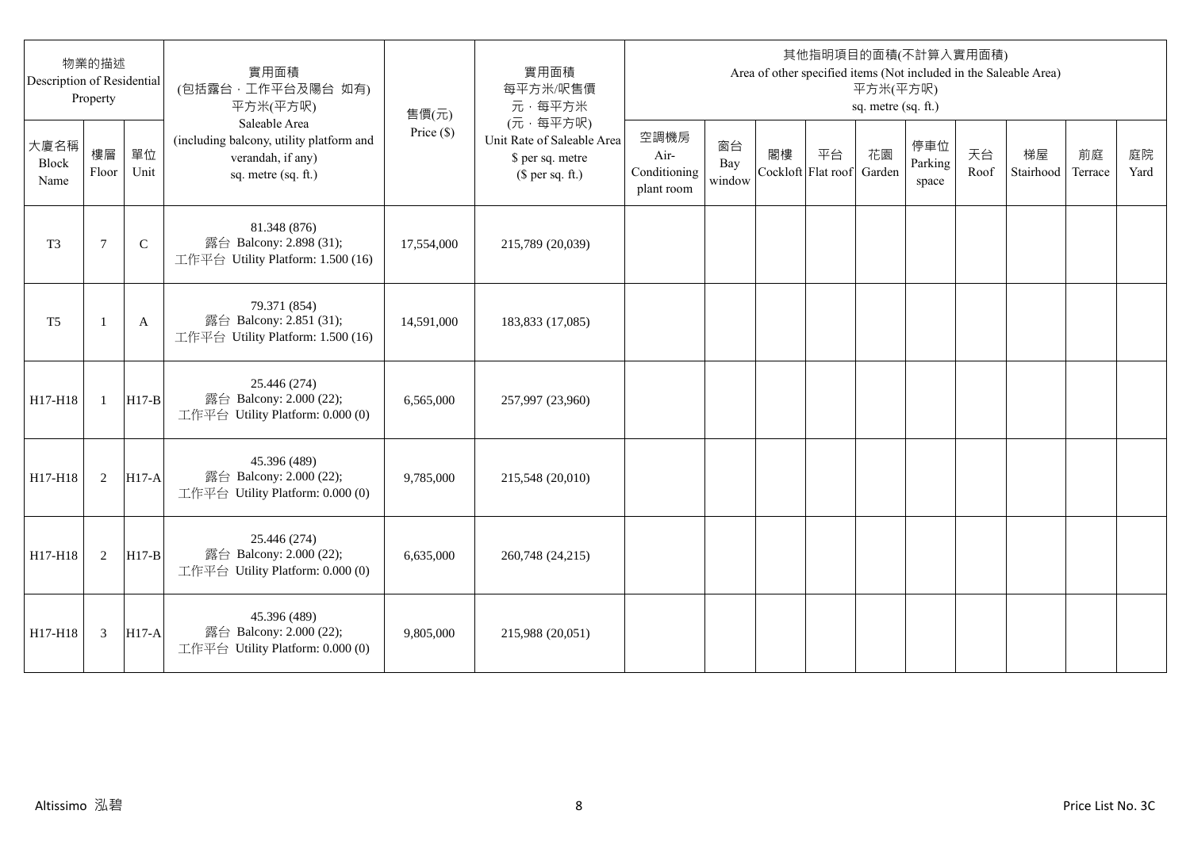| 物業的描述 Description of Residential Property | | | 實用面積 (包括露台，工作平台及陽台 如有) 平方米(平方呎) Saleable Area (including balcony, utility platform and verandah, if any) sq. metre (sq. ft.) | 售價(元) Price ($) | 實用面積 每平方米/呎售價 元，每平方米 (元，每平方呎) Unit Rate of Saleable Area $ per sq. metre ($ per sq. ft.) | 其他指明項目的面積(不計算入實用面積) Area of other specified items (Not included in the Saleable Area) 平方米(平方呎) sq. metre (sq. ft.) | | | | | | | | | |
|---|---|---|---|---|---|---|---|---|---|---|---|---|---|---|---|
| 大廈名稱 Block Name | 樓層 Floor | 單位 Unit | | | | 空調機房 Air-Conditioning plant room | 窗台 Bay window | 閣樓 Cockloft | 平台 Flat roof | 花園 Garden | 停車位 Parking space | 天台 Roof | 梯屋 Stairhood | 前庭 Terrace | 庭院 Yard |
| T3 | 7 | C | 81.348 (876) 露台 Balcony: 2.898 (31); 工作平台 Utility Platform: 1.500 (16) | 17,554,000 | 215,789 (20,039) | | | | | | | | | | |
| T5 | 1 | A | 79.371 (854) 露台 Balcony: 2.851 (31); 工作平台 Utility Platform: 1.500 (16) | 14,591,000 | 183,833 (17,085) | | | | | | | | | | |
| H17-H18 | 1 | H17-B | 25.446 (274) 露台 Balcony: 2.000 (22); 工作平台 Utility Platform: 0.000 (0) | 6,565,000 | 257,997 (23,960) | | | | | | | | | | |
| H17-H18 | 2 | H17-A | 45.396 (489) 露台 Balcony: 2.000 (22); 工作平台 Utility Platform: 0.000 (0) | 9,785,000 | 215,548 (20,010) | | | | | | | | | | |
| H17-H18 | 2 | H17-B | 25.446 (274) 露台 Balcony: 2.000 (22); 工作平台 Utility Platform: 0.000 (0) | 6,635,000 | 260,748 (24,215) | | | | | | | | | | |
| H17-H18 | 3 | H17-A | 45.396 (489) 露台 Balcony: 2.000 (22); 工作平台 Utility Platform: 0.000 (0) | 9,805,000 | 215,988 (20,051) | | | | | | | | | | |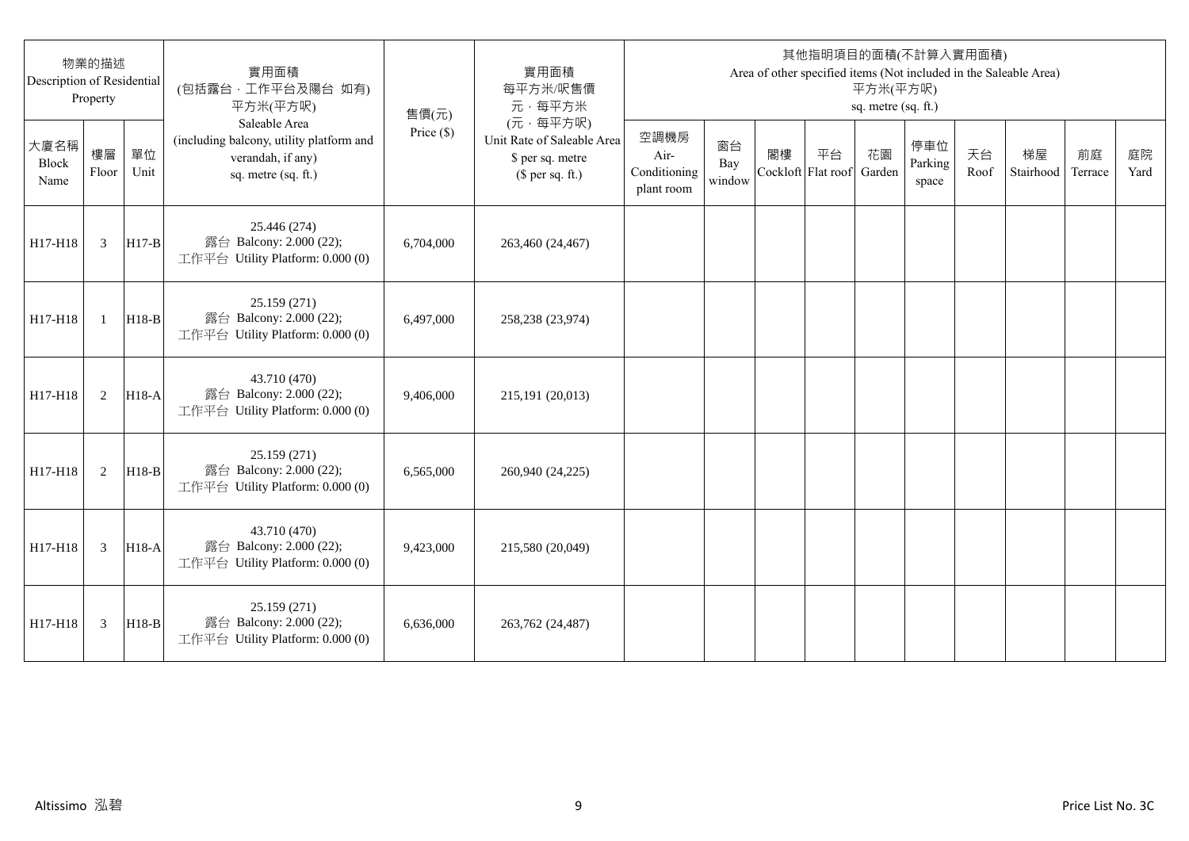| 物業的描述 Description of Residential Property | | | 實用面積 (包括露台，工作平台及陽台 如有) 平方米(平方呎) Saleable Area (including balcony, utility platform and verandah, if any) sq. metre (sq. ft.) | 售價(元) Price ($) | 實用面積 每平方米/呎售價 元，每平方米 (元，每平方呎) Unit Rate of Saleable Area $ per sq. metre ($ per sq. ft.) | 其他指明項目的面積(不計算入實用面積) Area of other specified items (Not included in the Saleable Area) 平方米(平方呎) sq. metre (sq. ft.) | | | | | | | | | |
|---|---|---|---|---|---|---|---|---|---|---|---|---|---|---|---|
| 大廈名稱 Block Name | 樓層 Floor | 單位 Unit | | | | 空調機房 Air-Conditioning plant room | 窗台 Bay window | 閣樓 Cockloft | 平台 Flat roof | 花園 Garden | 停車位 Parking space | 天台 Roof | 梯屋 Stairhood | 前庭 Terrace | 庭院 Yard |
| H17-H18 | 3 | H17-B | 25.446 (274) 露台 Balcony: 2.000 (22); 工作平台 Utility Platform: 0.000 (0) | 6,704,000 | 263,460 (24,467) | | | | | | | | | | |
| H17-H18 | 1 | H18-B | 25.159 (271) 露台 Balcony: 2.000 (22); 工作平台 Utility Platform: 0.000 (0) | 6,497,000 | 258,238 (23,974) | | | | | | | | | | |
| H17-H18 | 2 | H18-A | 43.710 (470) 露台 Balcony: 2.000 (22); 工作平台 Utility Platform: 0.000 (0) | 9,406,000 | 215,191 (20,013) | | | | | | | | | | |
| H17-H18 | 2 | H18-B | 25.159 (271) 露台 Balcony: 2.000 (22); 工作平台 Utility Platform: 0.000 (0) | 6,565,000 | 260,940 (24,225) | | | | | | | | | | |
| H17-H18 | 3 | H18-A | 43.710 (470) 露台 Balcony: 2.000 (22); 工作平台 Utility Platform: 0.000 (0) | 9,423,000 | 215,580 (20,049) | | | | | | | | | | |
| H17-H18 | 3 | H18-B | 25.159 (271) 露台 Balcony: 2.000 (22); 工作平台 Utility Platform: 0.000 (0) | 6,636,000 | 263,762 (24,487) | | | | | | | | | | |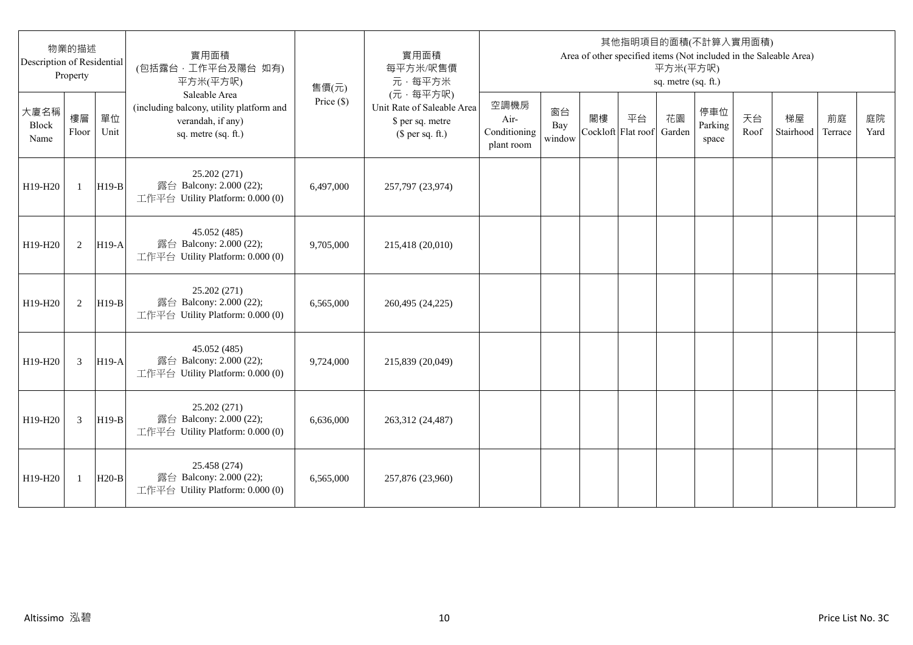| 物業的描述 Description of Residential Property | | | 實用面積 (包括露台，工作平台及陽台 如有) 平方米(平方呎) Saleable Area (including balcony, utility platform and verandah, if any) sq. metre (sq. ft.) | 售價(元) Price ($) | 實用面積 每平方米/呎售價 元，每平方米 (元，每平方呎) Unit Rate of Saleable Area $ per sq. metre ($ per sq. ft.) | 其他指明項目的面積(不計算入實用面積) Area of other specified items (Not included in the Saleable Area) 平方米(平方呎) sq. metre (sq. ft.) | | | | | | | | | |
|---|---|---|---|---|---|---|---|---|---|---|---|---|---|---|---|
| 大廈名稱 Block Name | 樓層 Floor | 單位 Unit | | | | 空調機房 Air-Conditioning plant room | 窗台 Bay window | 閣樓 Cockloft | 平台 Flat roof | 花園 Garden | 停車位 Parking space | 天台 Roof | 梯屋 Stairhood | 前庭 Terrace | 庭院 Yard |
| H19-H20 | 1 | H19-B | 25.202 (271) 露台 Balcony: 2.000 (22); 工作平台 Utility Platform: 0.000 (0) | 6,497,000 | 257,797 (23,974) | | | | | | | | | | |
| H19-H20 | 2 | H19-A | 45.052 (485) 露台 Balcony: 2.000 (22); 工作平台 Utility Platform: 0.000 (0) | 9,705,000 | 215,418 (20,010) | | | | | | | | | | |
| H19-H20 | 2 | H19-B | 25.202 (271) 露台 Balcony: 2.000 (22); 工作平台 Utility Platform: 0.000 (0) | 6,565,000 | 260,495 (24,225) | | | | | | | | | | |
| H19-H20 | 3 | H19-A | 45.052 (485) 露台 Balcony: 2.000 (22); 工作平台 Utility Platform: 0.000 (0) | 9,724,000 | 215,839 (20,049) | | | | | | | | | | |
| H19-H20 | 3 | H19-B | 25.202 (271) 露台 Balcony: 2.000 (22); 工作平台 Utility Platform: 0.000 (0) | 6,636,000 | 263,312 (24,487) | | | | | | | | | | |
| H19-H20 | 1 | H20-B | 25.458 (274) 露台 Balcony: 2.000 (22); 工作平台 Utility Platform: 0.000 (0) | 6,565,000 | 257,876 (23,960) | | | | | | | | | | |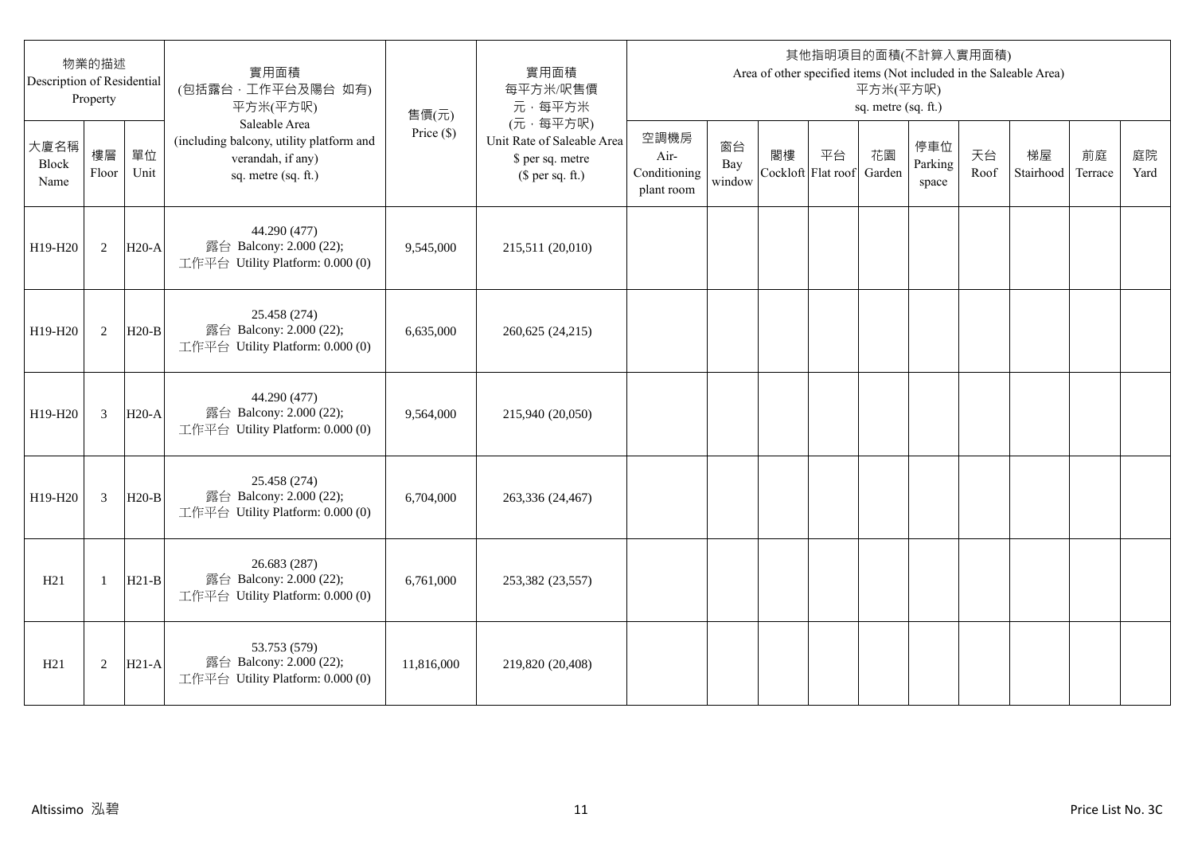| 物業的描述 Description of Residential Property | | | 實用面積 (包括露台，工作平台及陽台 如有) 平方米(平方呎) Saleable Area (including balcony, utility platform and verandah, if any) sq. metre (sq. ft.) | 售價(元) Price ($) | 實用面積 每平方米/呎售價 元，每平方米 (元，每平方呎) Unit Rate of Saleable Area $ per sq. metre ($ per sq. ft.) | 其他指明項目的面積(不計算入實用面積) Area of other specified items (Not included in the Saleable Area) 平方米(平方呎) sq. metre (sq. ft.) | | | | | | | | | |
|---|---|---|---|---|---|---|---|---|---|---|---|---|---|---|---|
| 大廈名稱 Block Name | 樓層 Floor | 單位 Unit | | | | 空調機房 Air-Conditioning plant room | 窗台 Bay window | 閣樓 Cockloft | 平台 Flat roof | 花園 Garden | 停車位 Parking space | 天台 Roof | 梯屋 Stairhood | 前庭 Terrace | 庭院 Yard |
| H19-H20 | 2 | H20-A | 44.290 (477) 露台 Balcony: 2.000 (22); 工作平台 Utility Platform: 0.000 (0) | 9,545,000 | 215,511 (20,010) | | | | | | | | | | |
| H19-H20 | 2 | H20-B | 25.458 (274) 露台 Balcony: 2.000 (22); 工作平台 Utility Platform: 0.000 (0) | 6,635,000 | 260,625 (24,215) | | | | | | | | | | |
| H19-H20 | 3 | H20-A | 44.290 (477) 露台 Balcony: 2.000 (22); 工作平台 Utility Platform: 0.000 (0) | 9,564,000 | 215,940 (20,050) | | | | | | | | | | |
| H19-H20 | 3 | H20-B | 25.458 (274) 露台 Balcony: 2.000 (22); 工作平台 Utility Platform: 0.000 (0) | 6,704,000 | 263,336 (24,467) | | | | | | | | | | |
| H21 | 1 | H21-B | 26.683 (287) 露台 Balcony: 2.000 (22); 工作平台 Utility Platform: 0.000 (0) | 6,761,000 | 253,382 (23,557) | | | | | | | | | | |
| H21 | 2 | H21-A | 53.753 (579) 露台 Balcony: 2.000 (22); 工作平台 Utility Platform: 0.000 (0) | 11,816,000 | 219,820 (20,408) | | | | | | | | | | |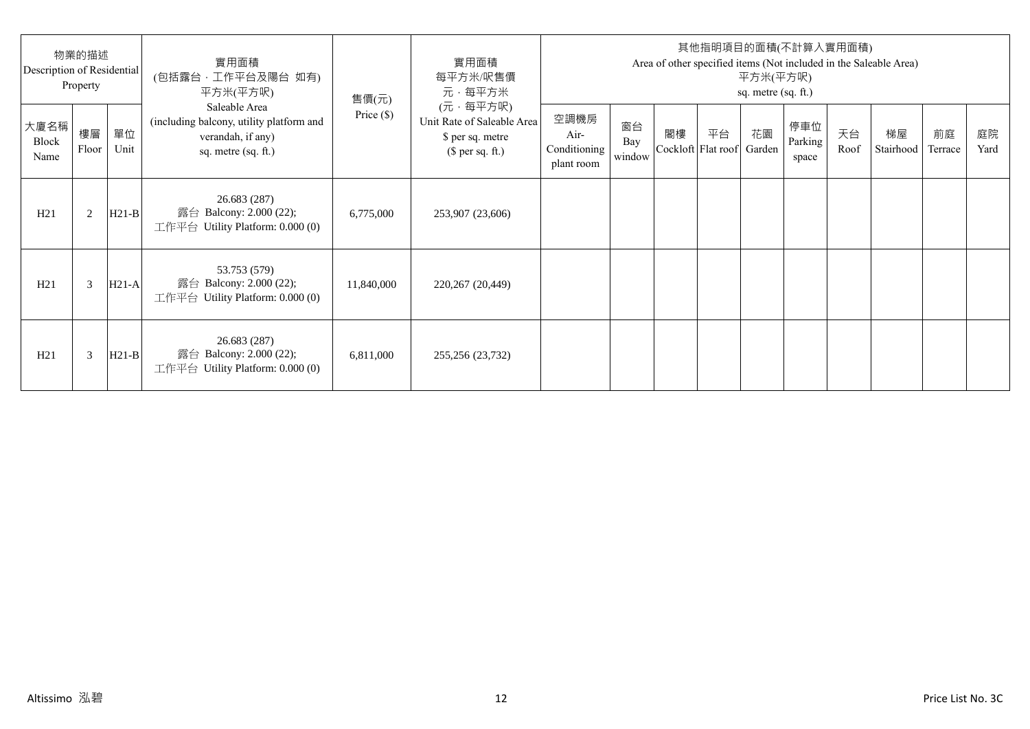| 物業的描述 Description of Residential Property | | | 實用面積 (包括露台，工作平台及陽台 如有) 平方米(平方呎) Saleable Area (including balcony, utility platform and verandah, if any) sq. metre (sq. ft.) | 售價(元) Price ($) | 實用面積 每平方米/呎售價 元，每平方米 (元，每平方呎) Unit Rate of Saleable Area $ per sq. metre ($ per sq. ft.) | 其他指明項目的面積(不計算入實用面積) Area of other specified items (Not included in the Saleable Area) 平方米(平方呎) sq. metre (sq. ft.) | | | | | | | | | |
|---|---|---|---|---|---|---|---|---|---|---|---|---|---|---|---|
| 大廈名稱 Block Name | 樓層 Floor | 單位 Unit | | | | 空調機房 Air-Conditioning plant room | 窗台 Bay window | 閣樓 Cockloft | 平台 Flat roof | 花園 Garden | 停車位 Parking space | 天台 Roof | 梯屋 Stairhood | 前庭 Terrace | 庭院 Yard |
| H21 | 2 | H21-B | 26.683 (287) 露台 Balcony: 2.000 (22); 工作平台 Utility Platform: 0.000 (0) | 6,775,000 | 253,907 (23,606) | | | | | | | | | | |
| H21 | 3 | H21-A | 53.753 (579) 露台 Balcony: 2.000 (22); 工作平台 Utility Platform: 0.000 (0) | 11,840,000 | 220,267 (20,449) | | | | | | | | | | |
| H21 | 3 | H21-B | 26.683 (287) 露台 Balcony: 2.000 (22); 工作平台 Utility Platform: 0.000 (0) | 6,811,000 | 255,256 (23,732) | | | | | | | | | | |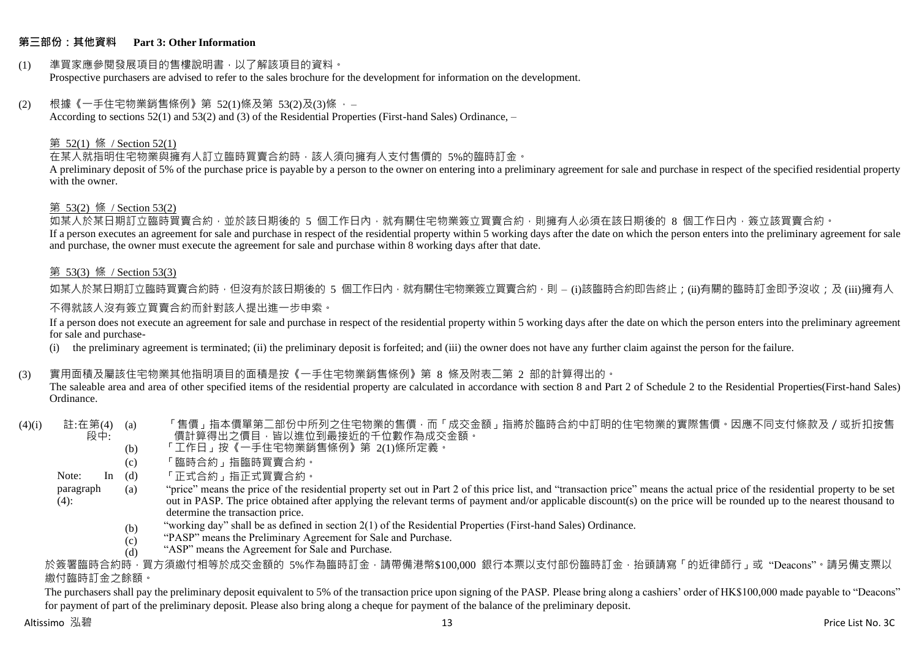## 第三部份：其他資料 Part 3: Other Information

(1) 準買家應參閱發展項目的售樓說明書，以了解該項目的資料。
Prospective purchasers are advised to refer to the sales brochure for the development for information on the development.

(2) 根據《一手住宅物業銷售條例》第 52(1)條及第 53(2)及(3)條 ， –
According to sections 52(1) and 53(2) and (3) of the Residential Properties (First-hand Sales) Ordinance, –

第 52(1) 條 / Section 52(1)

在某人就指明住宅物業與擁有人訂立臨時買賣合約時，該人須向擁有人支付售價的 5%的臨時訂金。
A preliminary deposit of 5% of the purchase price is payable by a person to the owner on entering into a preliminary agreement for sale and purchase in respect of the specified residential property with the owner.

第 53(2) 條 / Section 53(2)

如某人於某日期訂立臨時買賣合約，並於該日期後的 5 個工作日內，就有關住宅物業簽立買賣合約，則擁有人必須在該日期後的 8 個工作日內，簽立該買賣合約。
If a person executes an agreement for sale and purchase in respect of the residential property within 5 working days after the date on which the person enters into the preliminary agreement for sale and purchase, the owner must execute the agreement for sale and purchase within 8 working days after that date.

第 53(3) 條 / Section 53(3)

如某人於某日期訂立臨時買賣合約時，但沒有於該日期後的 5 個工作日內，就有關住宅物業簽立買賣合約，則 – (i)該臨時合約即告終止；(ii)有關的臨時訂金即予沒收；及 (iii)擁有人不得就該人沒有簽立買賣合約而針對該人提出進一步申索。

If a person does not execute an agreement for sale and purchase in respect of the residential property within 5 working days after the date on which the person enters into the preliminary agreement for sale and purchase-

(i) the preliminary agreement is terminated; (ii) the preliminary deposit is forfeited; and (iii) the owner does not have any further claim against the person for the failure.

(3) 實用面積及屬該住宅物業其他指明項目的面積是按《一手住宅物業銷售條例》第 8 條及附表二第 2 部的計算得出的。
The saleable area and area of other specified items of the residential property are calculated in accordance with section 8 and Part 2 of Schedule 2 to the Residential Properties(First-hand Sales) Ordinance.

(4)(i) 註:在第(4)段中:

(a) 「售價」指本價單第二部份中所列之住宅物業的售價，而「成交金額」指將於臨時合約中訂明的住宅物業的實際售價。因應不同支付條款及／或折扣按售價計算得出之價目，皆以進位到最接近的千位數作為成交金額。
(b) 「工作日」按《一手住宅物業銷售條例》第 2(1)條所定義。
(c) 「臨時合約」指臨時買賣合約。
(d) 「正式合約」指正式買賣合約。

Note: In paragraph (4):

(a) "price" means the price of the residential property set out in Part 2 of this price list, and "transaction price" means the actual price of the residential property to be set out in PASP. The price obtained after applying the relevant terms of payment and/or applicable discount(s) on the price will be rounded up to the nearest thousand to determine the transaction price.
(b) "working day" shall be as defined in section 2(1) of the Residential Properties (First-hand Sales) Ordinance.
(c) "PASP" means the Preliminary Agreement for Sale and Purchase.
(d) "ASP" means the Agreement for Sale and Purchase.

於簽署臨時合約時，買方須繳付相等於成交金額的 5%作為臨時訂金，請帶備港幣$100,000 銀行本票以支付部份臨時訂金，抬頭請寫「的近律師行」或 "Deacons"。請另備支票以繳付臨時訂金之餘額。

The purchasers shall pay the preliminary deposit equivalent to 5% of the transaction price upon signing of the PASP. Please bring along a cashiers' order of HK$100,000 made payable to "Deacons" for payment of part of the preliminary deposit. Please also bring along a cheque for payment of the balance of the preliminary deposit.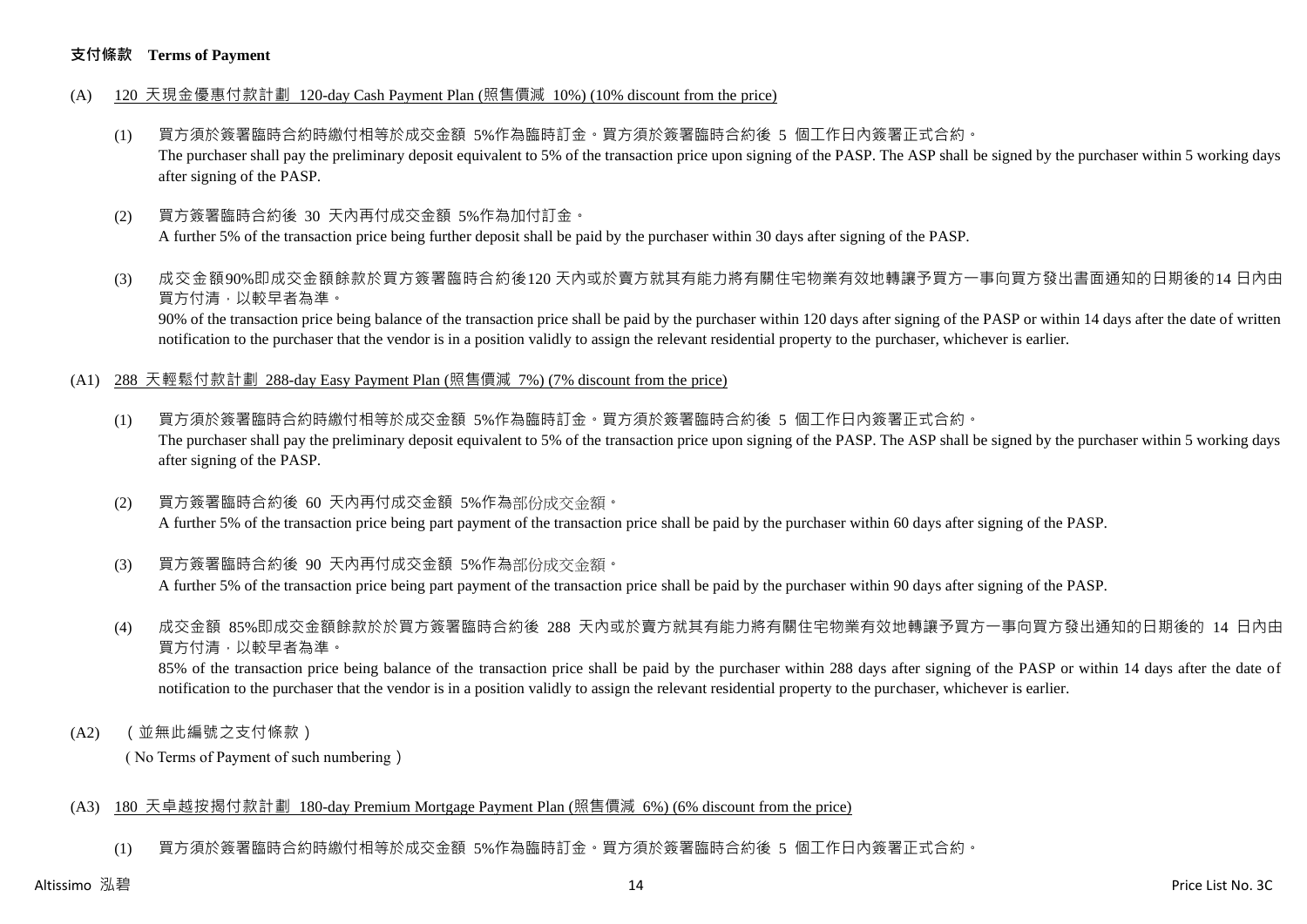**支付條款　Terms of Payment**

(A)　<u>120 天現金優惠付款計劃 120-day Cash Payment Plan (照售價減 10%) (10% discount from the price)</u>

(1)　買方須於簽署臨時合約時繳付相等於成交金額 5%作為臨時訂金。買方須於簽署臨時合約後 5 個工作日內簽署正式合約。
The purchaser shall pay the preliminary deposit equivalent to 5% of the transaction price upon signing of the PASP. The ASP shall be signed by the purchaser within 5 working days after signing of the PASP.

(2)　買方簽署臨時合約後 30 天內再付成交金額 5%作為加付訂金。
A further 5% of the transaction price being further deposit shall be paid by the purchaser within 30 days after signing of the PASP.

(3)　成交金額90%即成交金額餘款於買方簽署臨時合約後120 天內或於賣方就其有能力將有關住宅物業有效地轉讓予買方一事向買方發出書面通知的日期後的14 日內由買方付清，以較早者為準。
90% of the transaction price being balance of the transaction price shall be paid by the purchaser within 120 days after signing of the PASP or within 14 days after the date of written notification to the purchaser that the vendor is in a position validly to assign the relevant residential property to the purchaser, whichever is earlier.

(A1)　<u>288 天輕鬆付款計劃 288-day Easy Payment Plan (照售價減 7%) (7% discount from the price)</u>

(1)　買方須於簽署臨時合約時繳付相等於成交金額 5%作為臨時訂金。買方須於簽署臨時合約後 5 個工作日內簽署正式合約。
The purchaser shall pay the preliminary deposit equivalent to 5% of the transaction price upon signing of the PASP. The ASP shall be signed by the purchaser within 5 working days after signing of the PASP.

(2)　買方簽署臨時合約後 60 天內再付成交金額 5%作為部份成交金額。
A further 5% of the transaction price being part payment of the transaction price shall be paid by the purchaser within 60 days after signing of the PASP.

(3)　買方簽署臨時合約後 90 天內再付成交金額 5%作為部份成交金額。
A further 5% of the transaction price being part payment of the transaction price shall be paid by the purchaser within 90 days after signing of the PASP.

(4)　成交金額 85%即成交金額餘款於於買方簽署臨時合約後 288 天內或於賣方就其有能力將有關住宅物業有效地轉讓予買方一事向買方發出通知的日期後的 14 日內由買方付清，以較早者為準。
85% of the transaction price being balance of the transaction price shall be paid by the purchaser within 288 days after signing of the PASP or within 14 days after the date of notification to the purchaser that the vendor is in a position validly to assign the relevant residential property to the purchaser, whichever is earlier.

(A2)　（並無此編號之支付條款）
（No Terms of Payment of such numbering）

(A3)　<u>180 天卓越按揭付款計劃 180-day Premium Mortgage Payment Plan (照售價減 6%) (6% discount from the price)</u>

(1)　買方須於簽署臨時合約時繳付相等於成交金額 5%作為臨時訂金。買方須於簽署臨時合約後 5 個工作日內簽署正式合約。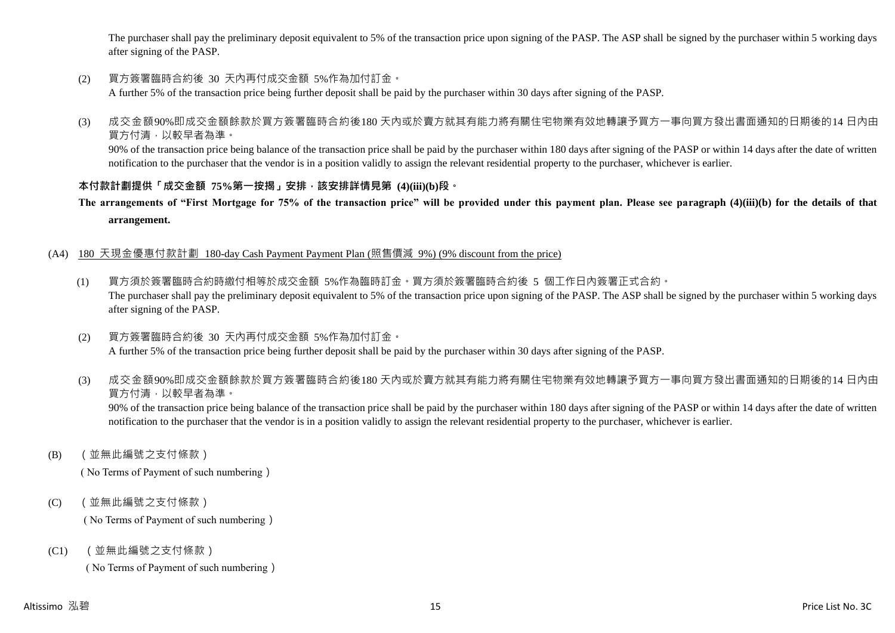The purchaser shall pay the preliminary deposit equivalent to 5% of the transaction price upon signing of the PASP. The ASP shall be signed by the purchaser within 5 working days after signing of the PASP.

(2) 買方簽署臨時合約後 30 天內再付成交金額 5%作為加付訂金。
A further 5% of the transaction price being further deposit shall be paid by the purchaser within 30 days after signing of the PASP.

(3) 成交金額90%即成交金額餘款於買方簽署臨時合約後180 天內或於賣方就其有能力將有關住宅物業有效地轉讓予買方一事向買方發出書面通知的日期後的14 日內由買方付清，以較早者為準。
90% of the transaction price being balance of the transaction price shall be paid by the purchaser within 180 days after signing of the PASP or within 14 days after the date of written notification to the purchaser that the vendor is in a position validly to assign the relevant residential property to the purchaser, whichever is earlier.

**本付款計劃提供「成交金額 75%第一按揭」安排，該安排詳情見第 (4)(iii)(b)段。**

**The arrangements of "First Mortgage for 75% of the transaction price" will be provided under this payment plan. Please see paragraph (4)(iii)(b) for the details of that arrangement.**

(A4) 180 天現金優惠付款計劃 180-day Cash Payment Payment Plan (照售價減 9%) (9% discount from the price)

(1) 買方須於簽署臨時合約時繳付相等於成交金額 5%作為臨時訂金。買方須於簽署臨時合約後 5 個工作日內簽署正式合約。
The purchaser shall pay the preliminary deposit equivalent to 5% of the transaction price upon signing of the PASP. The ASP shall be signed by the purchaser within 5 working days after signing of the PASP.

(2) 買方簽署臨時合約後 30 天內再付成交金額 5%作為加付訂金。
A further 5% of the transaction price being further deposit shall be paid by the purchaser within 30 days after signing of the PASP.

(3) 成交金額90%即成交金額餘款於買方簽署臨時合約後180 天內或於賣方就其有能力將有關住宅物業有效地轉讓予買方一事向買方發出書面通知的日期後的14 日內由買方付清，以較早者為準。
90% of the transaction price being balance of the transaction price shall be paid by the purchaser within 180 days after signing of the PASP or within 14 days after the date of written notification to the purchaser that the vendor is in a position validly to assign the relevant residential property to the purchaser, whichever is earlier.

(B) （並無此編號之支付條款）
（No Terms of Payment of such numbering）

(C) （並無此編號之支付條款）
（No Terms of Payment of such numbering）

(C1) （並無此編號之支付條款）
（No Terms of Payment of such numbering）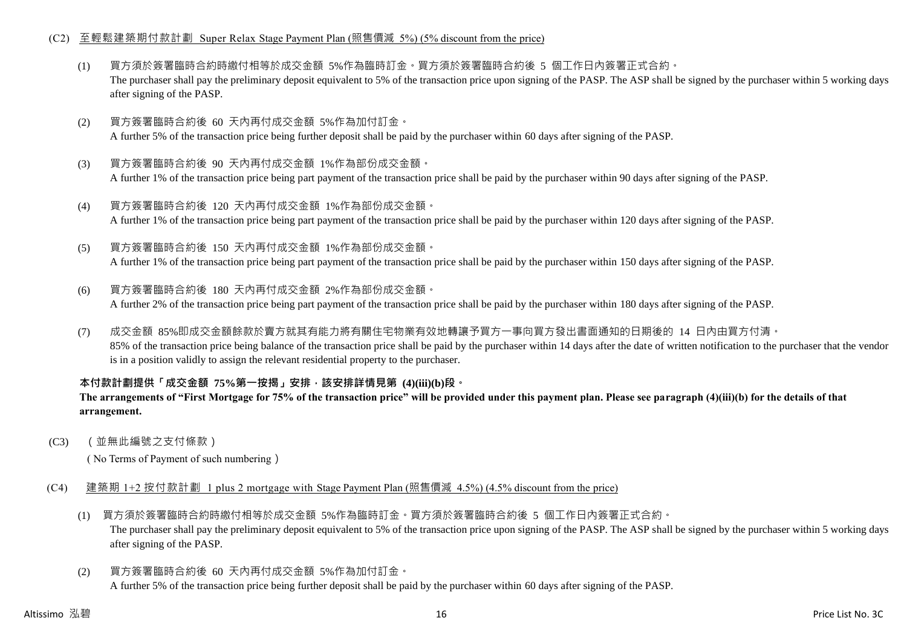(C2) 至輕鬆建築期付款計劃 Super Relax Stage Payment Plan (照售價減 5%) (5% discount from the price)

(1) 買方須於簽署臨時合約時繳付相等於成交金額 5%作為臨時訂金。買方須於簽署臨時合約後 5 個工作日內簽署正式合約。
The purchaser shall pay the preliminary deposit equivalent to 5% of the transaction price upon signing of the PASP. The ASP shall be signed by the purchaser within 5 working days after signing of the PASP.

(2) 買方簽署臨時合約後 60 天內再付成交金額 5%作為加付訂金。
A further 5% of the transaction price being further deposit shall be paid by the purchaser within 60 days after signing of the PASP.

(3) 買方簽署臨時合約後 90 天內再付成交金額 1%作為部份成交金額。
A further 1% of the transaction price being part payment of the transaction price shall be paid by the purchaser within 90 days after signing of the PASP.

(4) 買方簽署臨時合約後 120 天內再付成交金額 1%作為部份成交金額。
A further 1% of the transaction price being part payment of the transaction price shall be paid by the purchaser within 120 days after signing of the PASP.

(5) 買方簽署臨時合約後 150 天內再付成交金額 1%作為部份成交金額。
A further 1% of the transaction price being part payment of the transaction price shall be paid by the purchaser within 150 days after signing of the PASP.

(6) 買方簽署臨時合約後 180 天內再付成交金額 2%作為部份成交金額。
A further 2% of the transaction price being part payment of the transaction price shall be paid by the purchaser within 180 days after signing of the PASP.

(7) 成交金額 85%即成交金額餘款於賣方就其有能力將有關住宅物業有效地轉讓予買方一事向買方發出書面通知的日期後的 14 日內由買方付清。
85% of the transaction price being balance of the transaction price shall be paid by the purchaser within 14 days after the date of written notification to the purchaser that the vendor is in a position validly to assign the relevant residential property to the purchaser.

**本付款計劃提供「成交金額 75%第一按揭」安排，該安排詳情見第 (4)(iii)(b)段。**
**The arrangements of "First Mortgage for 75% of the transaction price" will be provided under this payment plan. Please see paragraph (4)(iii)(b) for the details of that arrangement.**

(C3) （並無此編號之支付條款）
( No Terms of Payment of such numbering )

(C4) 建築期 1+2 按付款計劃 1 plus 2 mortgage with Stage Payment Plan (照售價減 4.5%) (4.5% discount from the price)

(1) 買方須於簽署臨時合約時繳付相等於成交金額 5%作為臨時訂金。買方須於簽署臨時合約後 5 個工作日內簽署正式合約。
The purchaser shall pay the preliminary deposit equivalent to 5% of the transaction price upon signing of the PASP. The ASP shall be signed by the purchaser within 5 working days after signing of the PASP.

(2) 買方簽署臨時合約後 60 天內再付成交金額 5%作為加付訂金。
A further 5% of the transaction price being further deposit shall be paid by the purchaser within 60 days after signing of the PASP.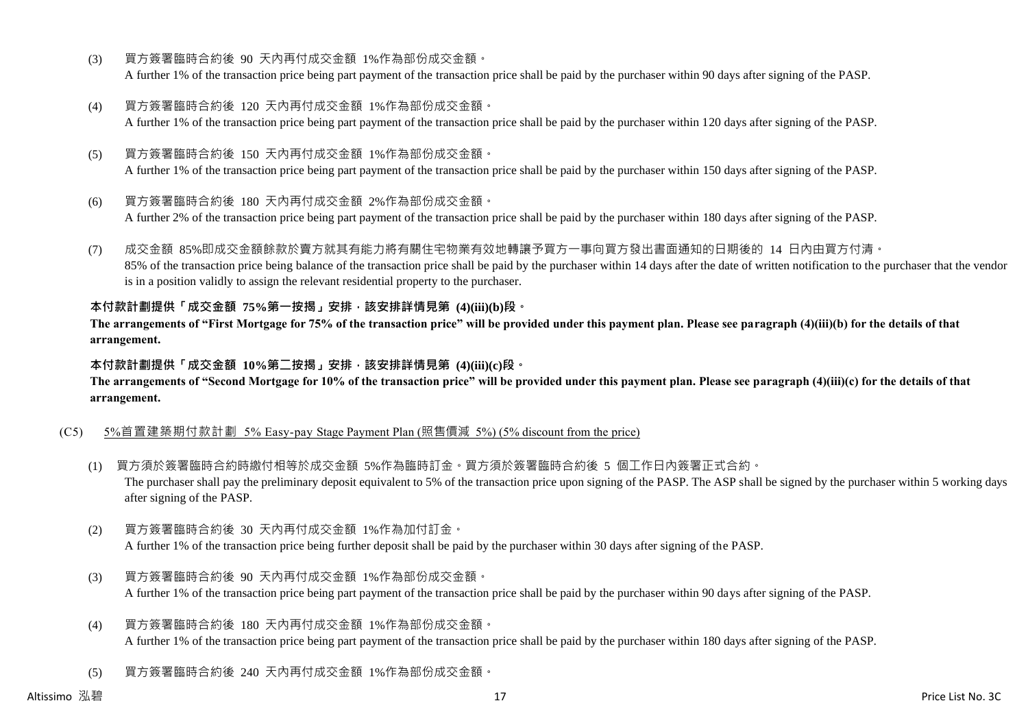(3) 買方簽署臨時合約後 90 天內再付成交金額 1%作為部份成交金額。
A further 1% of the transaction price being part payment of the transaction price shall be paid by the purchaser within 90 days after signing of the PASP.

(4) 買方簽署臨時合約後 120 天內再付成交金額 1%作為部份成交金額。
A further 1% of the transaction price being part payment of the transaction price shall be paid by the purchaser within 120 days after signing of the PASP.

(5) 買方簽署臨時合約後 150 天內再付成交金額 1%作為部份成交金額。
A further 1% of the transaction price being part payment of the transaction price shall be paid by the purchaser within 150 days after signing of the PASP.

(6) 買方簽署臨時合約後 180 天內再付成交金額 2%作為部份成交金額。
A further 2% of the transaction price being part payment of the transaction price shall be paid by the purchaser within 180 days after signing of the PASP.

(7) 成交金額 85%即成交金額餘款於賣方就其有能力將有關住宅物業有效地轉讓予買方一事向買方發出書面通知的日期後的 14 日內由買方付清。
85% of the transaction price being balance of the transaction price shall be paid by the purchaser within 14 days after the date of written notification to the purchaser that the vendor is in a position validly to assign the relevant residential property to the purchaser.

**本付款計劃提供「成交金額 75%第一按揭」安排，該安排詳情見第 (4)(iii)(b)段。**
**The arrangements of "First Mortgage for 75% of the transaction price" will be provided under this payment plan. Please see paragraph (4)(iii)(b) for the details of that arrangement.**

**本付款計劃提供「成交金額 10%第二按揭」安排，該安排詳情見第 (4)(iii)(c)段。**
**The arrangements of "Second Mortgage for 10% of the transaction price" will be provided under this payment plan. Please see paragraph (4)(iii)(c) for the details of that arrangement.**

(C5) 5%首置建築期付款計劃 5% Easy-pay Stage Payment Plan (照售價減 5%) (5% discount from the price)

(1) 買方須於簽署臨時合約時繳付相等於成交金額 5%作為臨時訂金。買方須於簽署臨時合約後 5 個工作日內簽署正式合約。
The purchaser shall pay the preliminary deposit equivalent to 5% of the transaction price upon signing of the PASP. The ASP shall be signed by the purchaser within 5 working days after signing of the PASP.

(2) 買方簽署臨時合約後 30 天內再付成交金額 1%作為加付訂金。
A further 1% of the transaction price being further deposit shall be paid by the purchaser within 30 days after signing of the PASP.

(3) 買方簽署臨時合約後 90 天內再付成交金額 1%作為部份成交金額。
A further 1% of the transaction price being part payment of the transaction price shall be paid by the purchaser within 90 days after signing of the PASP.

(4) 買方簽署臨時合約後 180 天內再付成交金額 1%作為部份成交金額。
A further 1% of the transaction price being part payment of the transaction price shall be paid by the purchaser within 180 days after signing of the PASP.

(5) 買方簽署臨時合約後 240 天內再付成交金額 1%作為部份成交金額。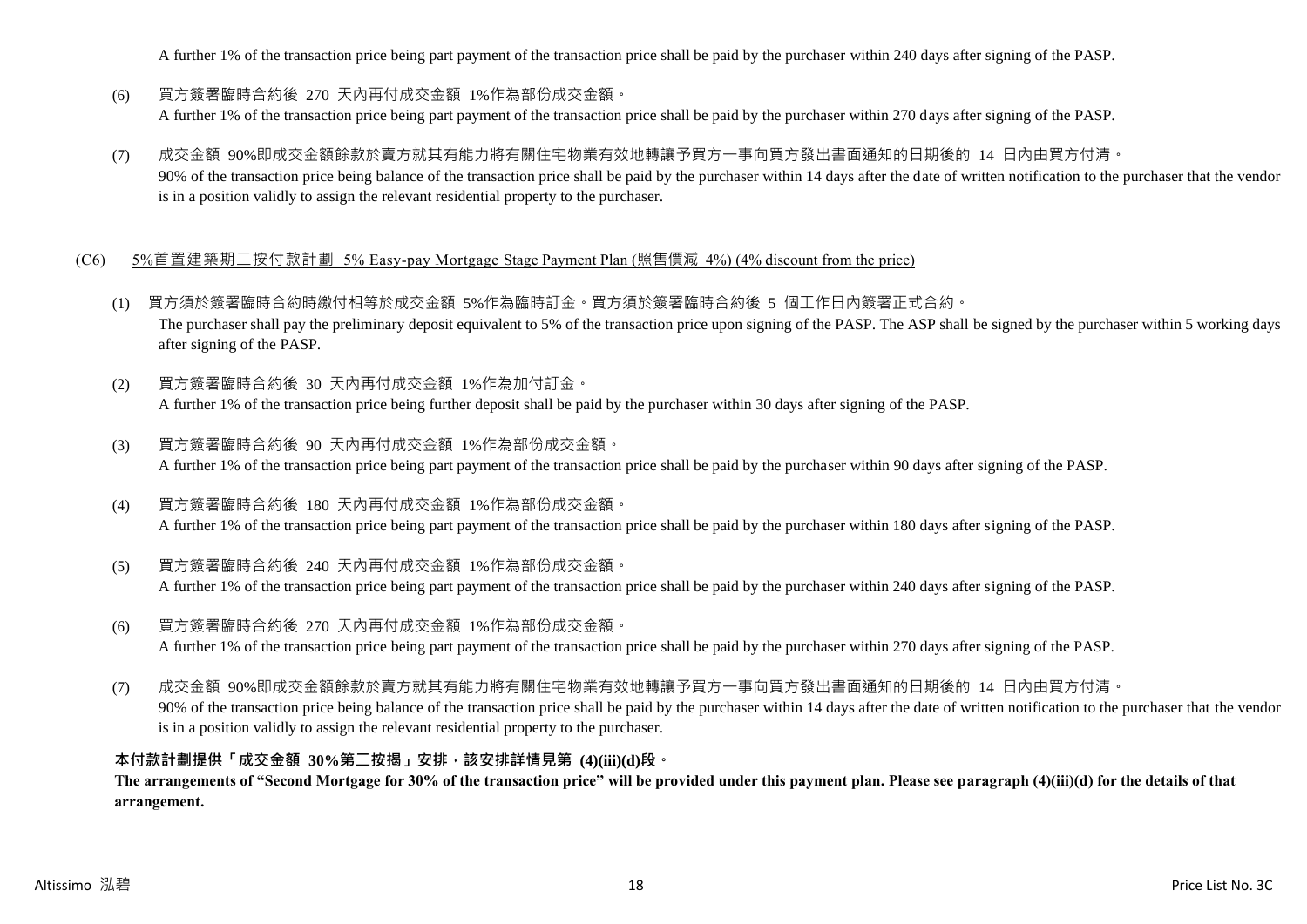A further 1% of the transaction price being part payment of the transaction price shall be paid by the purchaser within 240 days after signing of the PASP.

(6) 買方簽署臨時合約後 270 天內再付成交金額 1%作為部份成交金額。
A further 1% of the transaction price being part payment of the transaction price shall be paid by the purchaser within 270 days after signing of the PASP.

(7) 成交金額 90%即成交金額餘款於賣方就其有能力將有關住宅物業有效地轉讓予買方一事向買方發出書面通知的日期後的 14 日內由買方付清。
90% of the transaction price being balance of the transaction price shall be paid by the purchaser within 14 days after the date of written notification to the purchaser that the vendor is in a position validly to assign the relevant residential property to the purchaser.

(C6) 5%首置建築期二按付款計劃 5% Easy-pay Mortgage Stage Payment Plan (照售價減 4%) (4% discount from the price)

(1) 買方須於簽署臨時合約時繳付相等於成交金額 5%作為臨時訂金。買方須於簽署臨時合約後 5 個工作日內簽署正式合約。
The purchaser shall pay the preliminary deposit equivalent to 5% of the transaction price upon signing of the PASP. The ASP shall be signed by the purchaser within 5 working days after signing of the PASP.

(2) 買方簽署臨時合約後 30 天內再付成交金額 1%作為加付訂金。
A further 1% of the transaction price being further deposit shall be paid by the purchaser within 30 days after signing of the PASP.

(3) 買方簽署臨時合約後 90 天內再付成交金額 1%作為部份成交金額。
A further 1% of the transaction price being part payment of the transaction price shall be paid by the purchaser within 90 days after signing of the PASP.

(4) 買方簽署臨時合約後 180 天內再付成交金額 1%作為部份成交金額。
A further 1% of the transaction price being part payment of the transaction price shall be paid by the purchaser within 180 days after signing of the PASP.

(5) 買方簽署臨時合約後 240 天內再付成交金額 1%作為部份成交金額。
A further 1% of the transaction price being part payment of the transaction price shall be paid by the purchaser within 240 days after signing of the PASP.

(6) 買方簽署臨時合約後 270 天內再付成交金額 1%作為部份成交金額。
A further 1% of the transaction price being part payment of the transaction price shall be paid by the purchaser within 270 days after signing of the PASP.

(7) 成交金額 90%即成交金額餘款於賣方就其有能力將有關住宅物業有效地轉讓予買方一事向買方發出書面通知的日期後的 14 日內由買方付清。
90% of the transaction price being balance of the transaction price shall be paid by the purchaser within 14 days after the date of written notification to the purchaser that the vendor is in a position validly to assign the relevant residential property to the purchaser.

**本付款計劃提供「成交金額 30%第二按揭」安排，該安排詳情見第 (4)(iii)(d)段。**
**The arrangements of "Second Mortgage for 30% of the transaction price" will be provided under this payment plan. Please see paragraph (4)(iii)(d) for the details of that arrangement.**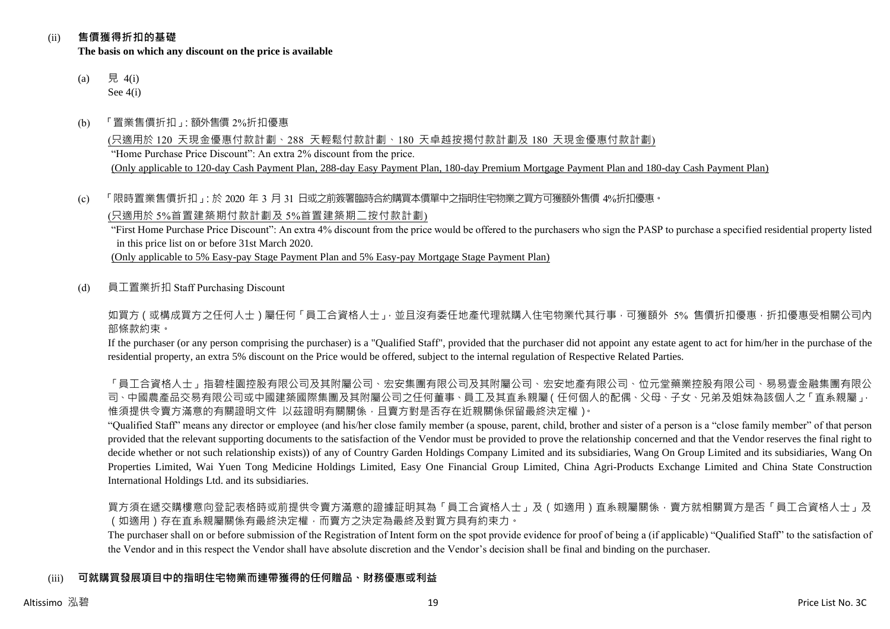(ii) **售價獲得折扣的基礎**
**The basis on which any discount on the price is available**

(a) 見 4(i)
See 4(i)

(b) 「置業售價折扣」: 額外售價 2%折扣優惠
(只適用於 120 天現金優惠付款計劃、288 天輕鬆付款計劃、180 天卓越按揭付款計劃及 180 天現金優惠付款計劃)
"Home Purchase Price Discount": An extra 2% discount from the price.
(Only applicable to 120-day Cash Payment Plan, 288-day Easy Payment Plan, 180-day Premium Mortgage Payment Plan and 180-day Cash Payment Plan)

(c) 「限時置業售價折扣」: 於 2020 年 3 月 31 日或之前簽署臨時合約購買本價單中之指明住宅物業之買方可獲額外售價 4%折扣優惠。
(只適用於 5%首置建築期付款計劃及 5%首置建築期二按付款計劃)
"First Home Purchase Price Discount": An extra 4% discount from the price would be offered to the purchasers who sign the PASP to purchase a specified residential property listed in this price list on or before 31st March 2020.
(Only applicable to 5% Easy-pay Stage Payment Plan and 5% Easy-pay Mortgage Stage Payment Plan)

(d) 員工置業折扣 Staff Purchasing Discount

如買方(或構成買方之任何人士)屬任何「員工合資格人士」,並且沒有委任地產代理就購入住宅物業代其行事,可獲額外 5% 售價折扣優惠,折扣優惠受相關公司內部條款約束。
If the purchaser (or any person comprising the purchaser) is a "Qualified Staff", provided that the purchaser did not appoint any estate agent to act for him/her in the purchase of the residential property, an extra 5% discount on the Price would be offered, subject to the internal regulation of Respective Related Parties.

「員工合資格人士」指碧桂園控股有限公司及其附屬公司、宏安集團有限公司及其附屬公司、宏安地產有限公司、位元堂藥業控股有限公司、易易壹金融集團有限公司、中國農產品交易有限公司或中國建築國際集團及其附屬公司之任何董事、員工及其直系親屬(任何個人的配偶、父母、子女、兄弟及姐妹為該個人之「直系親屬」,惟須提供令賣方滿意的有關證明文件 以茲證明有關關係,且賣方對是否存在近親關係保留最終決定權)。
"Qualified Staff" means any director or employee (and his/her close family member (a spouse, parent, child, brother and sister of a person is a "close family member" of that person provided that the relevant supporting documents to the satisfaction of the Vendor must be provided to prove the relationship concerned and that the Vendor reserves the final right to decide whether or not such relationship exists)) of any of Country Garden Holdings Company Limited and its subsidiaries, Wang On Group Limited and its subsidiaries, Wang On Properties Limited, Wai Yuen Tong Medicine Holdings Limited, Easy One Financial Group Limited, China Agri-Products Exchange Limited and China State Construction International Holdings Ltd. and its subsidiaries.

買方須在遞交購樓意向登記表格時或前提供令賣方滿意的證據証明其為「員工合資格人士」及(如適用)直系親屬關係,賣方就相關買方是否「員工合資格人士」及(如適用)存在直系親屬關係有最終決定權,而賣方之決定為最終及對買方具有約束力。
The purchaser shall on or before submission of the Registration of Intent form on the spot provide evidence for proof of being a (if applicable) "Qualified Staff" to the satisfaction of the Vendor and in this respect the Vendor shall have absolute discretion and the Vendor's decision shall be final and binding on the purchaser.

(iii) **可就購買發展項目中的指明住宅物業而連帶獲得的任何贈品、財務優惠或利益**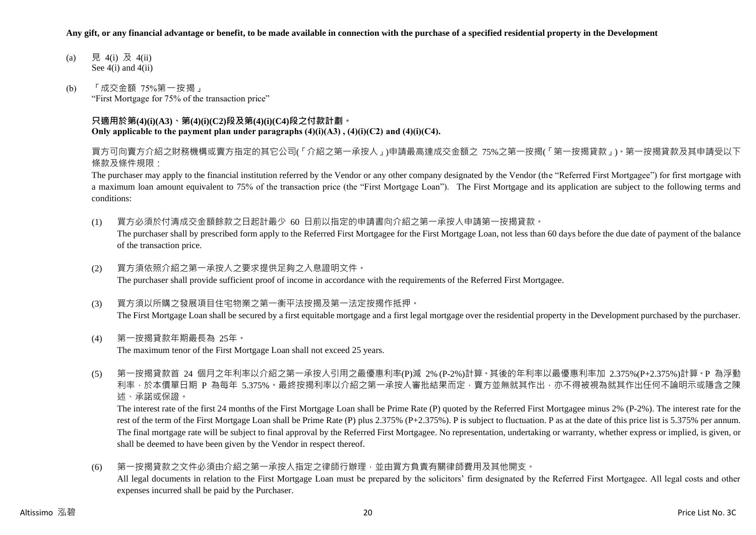**Any gift, or any financial advantage or benefit, to be made available in connection with the purchase of a specified residential property in the Development**

(a) 見 4(i) 及 4(ii)
See 4(i) and 4(ii)

(b) 「成交金額 75%第一按揭」
"First Mortgage for 75% of the transaction price"

**只適用於第(4)(i)(A3)、第(4)(i)(C2)段及第(4)(i)(C4)段之付款計劃。**
**Only applicable to the payment plan under paragraphs (4)(i)(A3) , (4)(i)(C2) and (4)(i)(C4).**

買方可向賣方介紹之財務機構或賣方指定的其它公司(「介紹之第一承按人」)申請最高達成交金額之 75%之第一按揭(「第一按揭貸款」)。第一按揭貸款及其申請受以下條款及條件規限：

The purchaser may apply to the financial institution referred by the Vendor or any other company designated by the Vendor (the "Referred First Mortgagee") for first mortgage with a maximum loan amount equivalent to 75% of the transaction price (the "First Mortgage Loan"). The First Mortgage and its application are subject to the following terms and conditions:

(1) 買方必須於付清成交金額餘款之日起計最少 60 日前以指定的申請書向介紹之第一承按人申請第一按揭貸款。
The purchaser shall by prescribed form apply to the Referred First Mortgagee for the First Mortgage Loan, not less than 60 days before the due date of payment of the balance of the transaction price.

(2) 買方須依照介紹之第一承按人之要求提供足夠之入息證明文件。
The purchaser shall provide sufficient proof of income in accordance with the requirements of the Referred First Mortgagee.

(3) 買方須以所購之發展項目住宅物業之第一衡平法按揭及第一法定按揭作抵押。
The First Mortgage Loan shall be secured by a first equitable mortgage and a first legal mortgage over the residential property in the Development purchased by the purchaser.

(4) 第一按揭貸款年期最長為 25年。
The maximum tenor of the First Mortgage Loan shall not exceed 25 years.

(5) 第一按揭貸款首 24 個月之年利率以介紹之第一承按人引用之最優惠利率(P)減 2% (P-2%)計算。其後的年利率以最優惠利率加 2.375%(P+2.375%)計算。P 為浮動利率，於本價單日期 P 為每年 5.375%。最終按揭利率以介紹之第一承按人審批結果而定，賣方並無就其作出，亦不得被視為就其作出任何不論明示或隱含之陳述、承諾或保證。
The interest rate of the first 24 months of the First Mortgage Loan shall be Prime Rate (P) quoted by the Referred First Mortgagee minus 2% (P-2%). The interest rate for the rest of the term of the First Mortgage Loan shall be Prime Rate (P) plus 2.375% (P+2.375%). P is subject to fluctuation. P as at the date of this price list is 5.375% per annum. The final mortgage rate will be subject to final approval by the Referred First Mortgagee. No representation, undertaking or warranty, whether express or implied, is given, or shall be deemed to have been given by the Vendor in respect thereof.

(6) 第一按揭貸款之文件必須由介紹之第一承按人指定之律師行辦理，並由買方負責有關律師費用及其他開支。
All legal documents in relation to the First Mortgage Loan must be prepared by the solicitors' firm designated by the Referred First Mortgagee. All legal costs and other expenses incurred shall be paid by the Purchaser.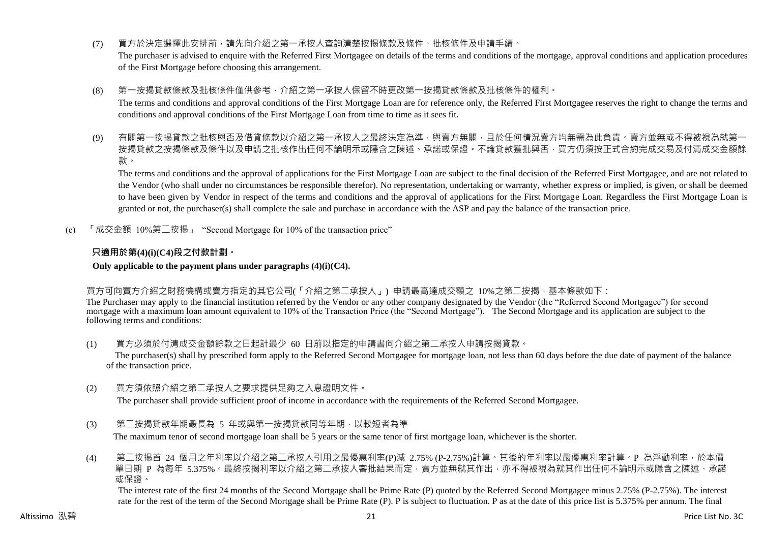(7) 買方於決定選擇此安排前，請先向介紹之第一承按人查詢清楚按揭條款及條件、批核條件及申請手續。

The purchaser is advised to enquire with the Referred First Mortgagee on details of the terms and conditions of the mortgage, approval conditions and application procedures of the First Mortgage before choosing this arrangement.

(8) 第一按揭貸款條款及批核條件僅供參考，介紹之第一承按人保留不時更改第一按揭貸款條款及批核條件的權利。

The terms and conditions and approval conditions of the First Mortgage Loan are for reference only, the Referred First Mortgagee reserves the right to change the terms and conditions and approval conditions of the First Mortgage Loan from time to time as it sees fit.

(9) 有關第一按揭貸款之批核與否及借貸條款以介紹之第一承按人之最終決定為準，與賣方無關，且於任何情況賣方均無需為此負責。賣方並無或不得被視為就第一按揭貸款之按揭條款及條件以及申請之批核作出任何不論明示或隱含之陳述、承諾或保證。不論貸款獲批與否，買方仍須按正式合約完成交易及付清成交金額餘款。

The terms and conditions and the approval of applications for the First Mortgage Loan are subject to the final decision of the Referred First Mortgagee, and are not related to the Vendor (who shall under no circumstances be responsible therefor). No representation, undertaking or warranty, whether express or implied, is given, or shall be deemed to have been given by Vendor in respect of the terms and conditions and the approval of applications for the First Mortgage Loan. Regardless the First Mortgage Loan is granted or not, the purchaser(s) shall complete the sale and purchase in accordance with the ASP and pay the balance of the transaction price.

(c) 「成交金額 10%第二按揭」 "Second Mortgage for 10% of the transaction price"

**只適用於第(4)(i)(C4)段之付款計劃。**

**Only applicable to the payment plans under paragraphs (4)(i)(C4).**

買方可向賣方介紹之財務機構或賣方指定的其它公司(「介紹之第二承按人」) 申請最高達成交額之 10%之第二按揭，基本條款如下：

The Purchaser may apply to the financial institution referred by the Vendor or any other company designated by the Vendor (the "Referred Second Mortgagee") for second mortgage with a maximum loan amount equivalent to 10% of the Transaction Price (the "Second Mortgage"). The Second Mortgage and its application are subject to the following terms and conditions:

(1) 買方必須於付清成交金額餘款之日起計最少 60 日前以指定的申請書向介紹之第二承按人申請按揭貸款。

The purchaser(s) shall by prescribed form apply to the Referred Second Mortgagee for mortgage loan, not less than 60 days before the due date of payment of the balance of the transaction price.

(2) 買方須依照介紹之第二承按人之要求提供足夠之入息證明文件。

The purchaser shall provide sufficient proof of income in accordance with the requirements of the Referred Second Mortgagee.

(3) 第二按揭貸款年期最長為 5 年或與第一按揭貸款同等年期，以較短者為準

The maximum tenor of second mortgage loan shall be 5 years or the same tenor of first mortgage loan, whichever is the shorter.

(4) 第二按揭首 24 個月之年利率以介紹之第二承按人引用之最優惠利率(P)減 2.75% (P-2.75%)計算。其後的年利率以最優惠利率計算。P 為浮動利率，於本價單日期 P 為每年 5.375%。最終按揭利率以介紹之第二承按人審批結果而定，賣方並無就其作出，亦不得被視為就其作出任何不論明示或隱含之陳述、承諾或保證。

The interest rate of the first 24 months of the Second Mortgage shall be Prime Rate (P) quoted by the Referred Second Mortgagee minus 2.75% (P-2.75%). The interest rate for the rest of the term of the Second Mortgage shall be Prime Rate (P). P is subject to fluctuation. P as at the date of this price list is 5.375% per annum. The final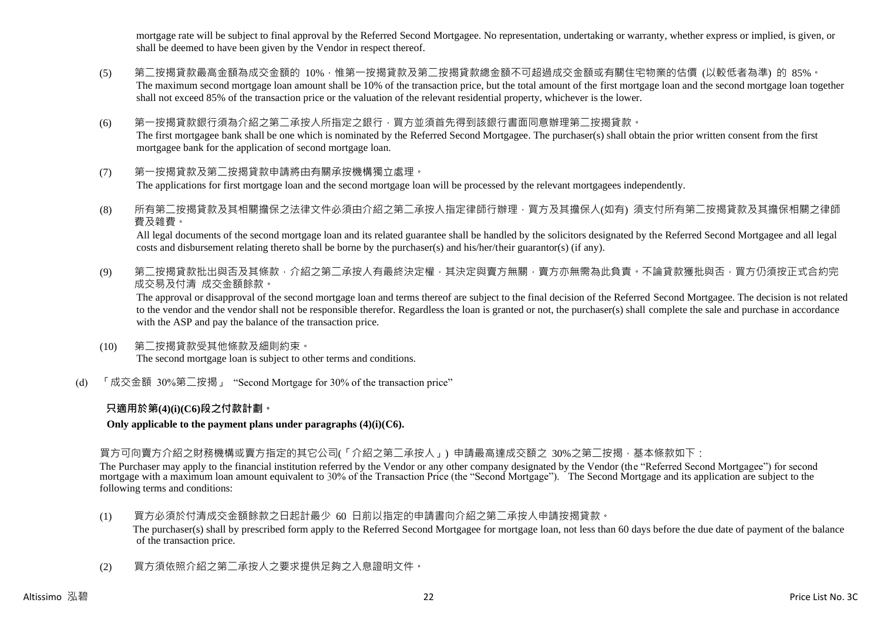mortgage rate will be subject to final approval by the Referred Second Mortgagee. No representation, undertaking or warranty, whether express or implied, is given, or shall be deemed to have been given by the Vendor in respect thereof.

(5) 第二按揭貸款最高金額為成交金額的 10%，惟第一按揭貸款及第二按揭貸款總金額不可超過成交金額或有關住宅物業的估價 (以較低者為準) 的 85%。
The maximum second mortgage loan amount shall be 10% of the transaction price, but the total amount of the first mortgage loan and the second mortgage loan together shall not exceed 85% of the transaction price or the valuation of the relevant residential property, whichever is the lower.

(6) 第一按揭貸款銀行須為介紹之第二承按人所指定之銀行，買方並須首先得到該銀行書面同意辦理第二按揭貸款。
The first mortgagee bank shall be one which is nominated by the Referred Second Mortgagee. The purchaser(s) shall obtain the prior written consent from the first mortgagee bank for the application of second mortgage loan.

(7) 第一按揭貸款及第二按揭貸款申請將由有關承按機構獨立處理。
The applications for first mortgage loan and the second mortgage loan will be processed by the relevant mortgagees independently.

(8) 所有第二按揭貸款及其相關擔保之法律文件必須由介紹之第二承按人指定律師行辦理，買方及其擔保人(如有) 須支付所有第二按揭貸款及其擔保相關之律師費及雜費。
All legal documents of the second mortgage loan and its related guarantee shall be handled by the solicitors designated by the Referred Second Mortgagee and all legal costs and disbursement relating thereto shall be borne by the purchaser(s) and his/her/their guarantor(s) (if any).

(9) 第二按揭貸款批出與否及其條款，介紹之第二承按人有最終決定權，其決定與賣方無關，賣方亦無需為此負責。不論貸款獲批與否，買方仍須按正式合約完成交易及付清 成交金額餘款。
The approval or disapproval of the second mortgage loan and terms thereof are subject to the final decision of the Referred Second Mortgagee. The decision is not related to the vendor and the vendor shall not be responsible therefor. Regardless the loan is granted or not, the purchaser(s) shall complete the sale and purchase in accordance with the ASP and pay the balance of the transaction price.

(10) 第二按揭貸款受其他條款及細則約束。
The second mortgage loan is subject to other terms and conditions.

(d) 「成交金額 30%第二按揭」 "Second Mortgage for 30% of the transaction price"

**只適用於第(4)(i)(C6)段之付款計劃。**

**Only applicable to the payment plans under paragraphs (4)(i)(C6).**

買方可向賣方介紹之財務機構或賣方指定的其它公司(「介紹之第二承按人」) 申請最高達成交額之 30%之第二按揭，基本條款如下：
The Purchaser may apply to the financial institution referred by the Vendor or any other company designated by the Vendor (the "Referred Second Mortgagee") for second mortgage with a maximum loan amount equivalent to 30% of the Transaction Price (the "Second Mortgage"). The Second Mortgage and its application are subject to the following terms and conditions:

(1) 買方必須於付清成交金額餘款之日起計最少 60 日前以指定的申請書向介紹之第二承按人申請按揭貸款。
The purchaser(s) shall by prescribed form apply to the Referred Second Mortgagee for mortgage loan, not less than 60 days before the due date of payment of the balance of the transaction price.

(2) 買方須依照介紹之第二承按人之要求提供足夠之入息證明文件。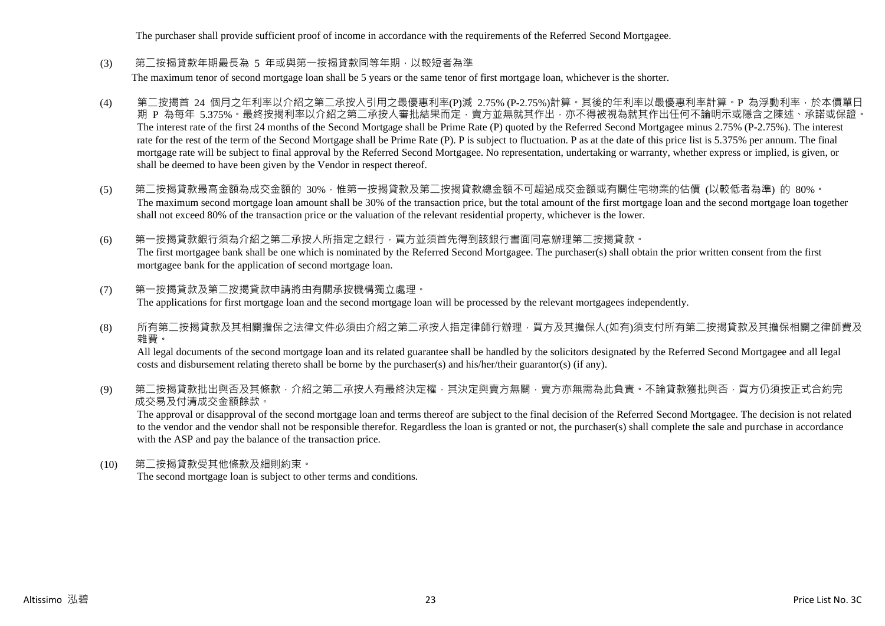The purchaser shall provide sufficient proof of income in accordance with the requirements of the Referred Second Mortgagee.

(3) 第二按揭貸款年期最長為 5 年或與第一按揭貸款同等年期，以較短者為準

The maximum tenor of second mortgage loan shall be 5 years or the same tenor of first mortgage loan, whichever is the shorter.

(4) 第二按揭首 24 個月之年利率以介紹之第二承按人引用之最優惠利率(P)減 2.75% (P-2.75%)計算。其後的年利率以最優惠利率計算。P 為浮動利率，於本價單日期 P 為每年 5.375%。最終按揭利率以介紹之第二承按人審批結果而定，賣方並無就其作出，亦不得被視為就其作出任何不論明示或隱含之陳述、承諾或保證。

The interest rate of the first 24 months of the Second Mortgage shall be Prime Rate (P) quoted by the Referred Second Mortgagee minus 2.75% (P-2.75%). The interest rate for the rest of the term of the Second Mortgage shall be Prime Rate (P). P is subject to fluctuation. P as at the date of this price list is 5.375% per annum. The final mortgage rate will be subject to final approval by the Referred Second Mortgagee. No representation, undertaking or warranty, whether express or implied, is given, or shall be deemed to have been given by the Vendor in respect thereof.

(5) 第二按揭貸款最高金額為成交金額的 30%，惟第一按揭貸款及第二按揭貸款總金額不可超過成交金額或有關住宅物業的估價 (以較低者為準) 的 80%。

The maximum second mortgage loan amount shall be 30% of the transaction price, but the total amount of the first mortgage loan and the second mortgage loan together shall not exceed 80% of the transaction price or the valuation of the relevant residential property, whichever is the lower.

(6) 第一按揭貸款銀行須為介紹之第二承按人所指定之銀行，買方並須首先得到該銀行書面同意辦理第二按揭貸款。

The first mortgagee bank shall be one which is nominated by the Referred Second Mortgagee. The purchaser(s) shall obtain the prior written consent from the first mortgagee bank for the application of second mortgage loan.

(7) 第一按揭貸款及第二按揭貸款申請將由有關承按機構獨立處理。

The applications for first mortgage loan and the second mortgage loan will be processed by the relevant mortgagees independently.

(8) 所有第二按揭貸款及其相關擔保之法律文件必須由介紹之第二承按人指定律師行辦理，買方及其擔保人(如有)須支付所有第二按揭貸款及其擔保相關之律師費及雜費。

All legal documents of the second mortgage loan and its related guarantee shall be handled by the solicitors designated by the Referred Second Mortgagee and all legal costs and disbursement relating thereto shall be borne by the purchaser(s) and his/her/their guarantor(s) (if any).

(9) 第二按揭貸款批出與否及其條款，介紹之第二承按人有最終決定權，其決定與賣方無關，賣方亦無需為此負責。不論貸款獲批與否，買方仍須按正式合約完成交易及付清成交金額餘款。

The approval or disapproval of the second mortgage loan and terms thereof are subject to the final decision of the Referred Second Mortgagee. The decision is not related to the vendor and the vendor shall not be responsible therefor. Regardless the loan is granted or not, the purchaser(s) shall complete the sale and purchase in accordance with the ASP and pay the balance of the transaction price.

(10) 第二按揭貸款受其他條款及細則約束。

The second mortgage loan is subject to other terms and conditions.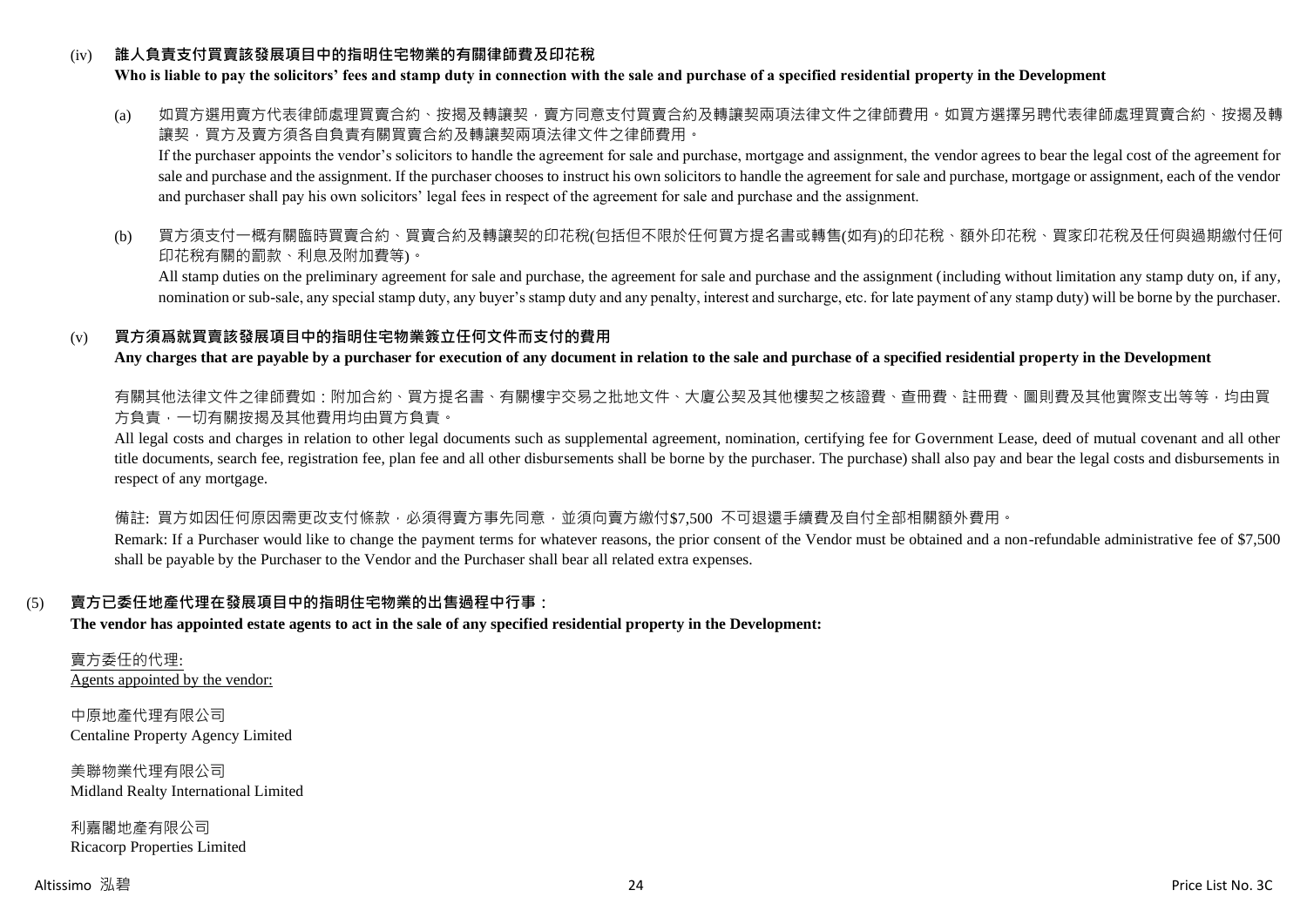(iv) **誰人負責支付買賣該發展項目中的指明住宅物業的有關律師費及印花稅**

**Who is liable to pay the solicitors' fees and stamp duty in connection with the sale and purchase of a specified residential property in the Development**

(a) 如買方選用賣方代表律師處理買賣合約、按揭及轉讓契，賣方同意支付買賣合約及轉讓契兩項法律文件之律師費用。如買方選擇另聘代表律師處理買賣合約、按揭及轉讓契，買方及賣方須各自負責有關買賣合約及轉讓契兩項法律文件之律師費用。

If the purchaser appoints the vendor's solicitors to handle the agreement for sale and purchase, mortgage and assignment, the vendor agrees to bear the legal cost of the agreement for sale and purchase and the assignment. If the purchaser chooses to instruct his own solicitors to handle the agreement for sale and purchase, mortgage or assignment, each of the vendor and purchaser shall pay his own solicitors' legal fees in respect of the agreement for sale and purchase and the assignment.

(b) 買方須支付一概有關臨時買賣合約、買賣合約及轉讓契的印花稅(包括但不限於任何買方提名書或轉售(如有)的印花稅、額外印花稅、買家印花稅及任何與過期繳付任何印花稅有關的罰款、利息及附加費等)。

All stamp duties on the preliminary agreement for sale and purchase, the agreement for sale and purchase and the assignment (including without limitation any stamp duty on, if any, nomination or sub-sale, any special stamp duty, any buyer's stamp duty and any penalty, interest and surcharge, etc. for late payment of any stamp duty) will be borne by the purchaser.

(v) **買方須爲就買賣該發展項目中的指明住宅物業簽立任何文件而支付的費用**

**Any charges that are payable by a purchaser for execution of any document in relation to the sale and purchase of a specified residential property in the Development**

有關其他法律文件之律師費如：附加合約、買方提名書、有關樓宇交易之批地文件、大廈公契及其他樓契之核證費、查冊費、註冊費、圖則費及其他實際支出等等，均由買方負責，一切有關按揭及其他費用均由買方負責。

All legal costs and charges in relation to other legal documents such as supplemental agreement, nomination, certifying fee for Government Lease, deed of mutual covenant and all other title documents, search fee, registration fee, plan fee and all other disbursements shall be borne by the purchaser. The purchase) shall also pay and bear the legal costs and disbursements in respect of any mortgage.

備註: 買方如因任何原因需更改支付條款，必須得賣方事先同意，並須向賣方繳付$7,500 不可退還手續費及自付全部相關額外費用。

Remark: If a Purchaser would like to change the payment terms for whatever reasons, the prior consent of the Vendor must be obtained and a non-refundable administrative fee of $7,500 shall be payable by the Purchaser to the Vendor and the Purchaser shall bear all related extra expenses.

(5) **賣方已委任地產代理在發展項目中的指明住宅物業的出售過程中行事：**

**The vendor has appointed estate agents to act in the sale of any specified residential property in the Development:**

賣方委任的代理:
Agents appointed by the vendor:

中原地產代理有限公司
Centaline Property Agency Limited

美聯物業代理有限公司
Midland Realty International Limited

利嘉閣地產有限公司
Ricacorp Properties Limited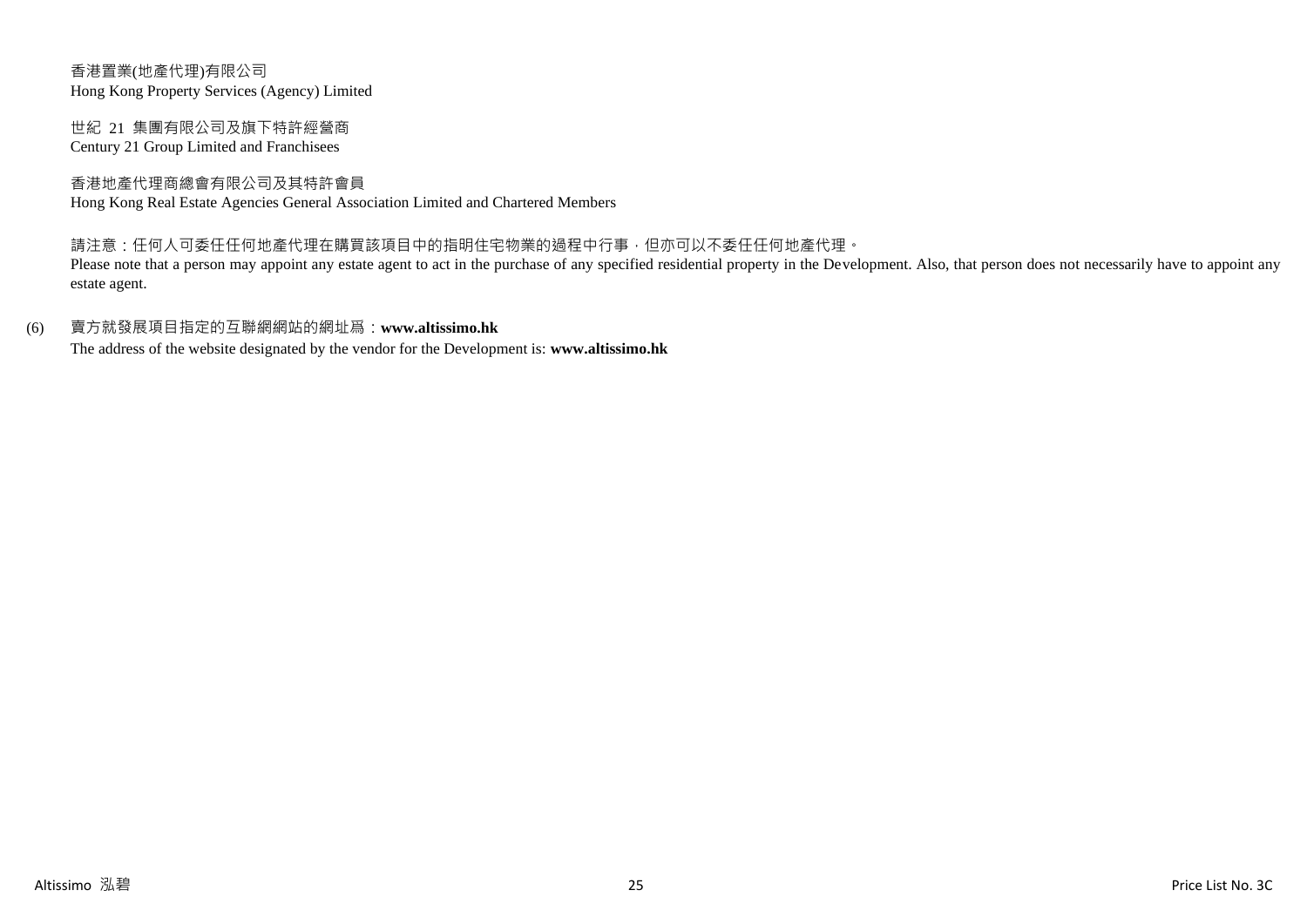香港置業(地產代理)有限公司
Hong Kong Property Services (Agency) Limited

世紀 21 集團有限公司及旗下特許經營商
Century 21 Group Limited and Franchisees

香港地產代理商總會有限公司及其特許會員
Hong Kong Real Estate Agencies General Association Limited and Chartered Members

請注意：任何人可委任任何地產代理在購買該項目中的指明住宅物業的過程中行事，但亦可以不委任任何地產代理。
Please note that a person may appoint any estate agent to act in the purchase of any specified residential property in the Development. Also, that person does not necessarily have to appoint any estate agent.

(6) 賣方就發展項目指定的互聯網網站的網址爲：**www.altissimo.hk**
The address of the website designated by the vendor for the Development is: **www.altissimo.hk**